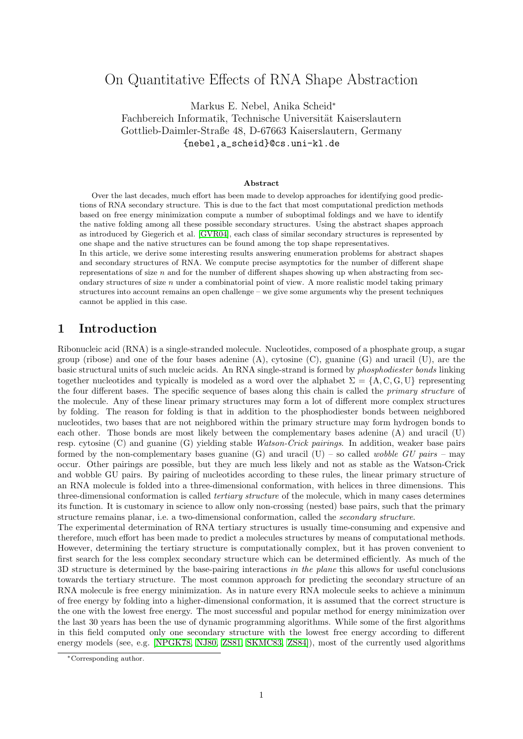# On Quantitative Effects of RNA Shape Abstraction

Markus E. Nebel, Anika Scheid*
Fachbereich Informatik, Technische Universität Kaiserslautern
Gottlieb-Daimler-Straße 48, D-67663 Kaiserslautern, Germany
{nebel,a_scheid}@cs.uni-kl.de

### Abstract

Over the last decades, much effort has been made to develop approaches for identifying good predictions of RNA secondary structure. This is due to the fact that most computational prediction methods based on free energy minimization compute a number of suboptimal foldings and we have to identify the native folding among all these possible secondary structures. Using the abstract shapes approach as introduced by Giegerich et al. [GVR04], each class of similar secondary structures is represented by one shape and the native structures can be found among the top shape representatives.

In this article, we derive some interesting results answering enumeration problems for abstract shapes and secondary structures of RNA. We compute precise asymptotics for the number of different shape representations of size $n$ and for the number of different shapes showing up when abstracting from secondary structures of size $n$ under a combinatorial point of view. A more realistic model taking primary structures into account remains an open challenge – we give some arguments why the present techniques cannot be applied in this case.

## 1 Introduction

Ribonucleic acid (RNA) is a single-stranded molecule. Nucleotides, composed of a phosphate group, a sugar group (ribose) and one of the four bases adenine (A), cytosine (C), guanine (G) and uracil (U), are the basic structural units of such nucleic acids. An RNA single-strand is formed by *phosphodiester bonds* linking together nucleotides and typically is modeled as a word over the alphabet $\Sigma = \{\mathrm{A}, \mathrm{C}, \mathrm{G}, \mathrm{U}\}$ representing the four different bases. The specific sequence of bases along this chain is called the *primary structure* of the molecule. Any of these linear primary structures may form a lot of different more complex structures by folding. The reason for folding is that in addition to the phosphodiester bonds between neighbored nucleotides, two bases that are not neighbored within the primary structure may form hydrogen bonds to each other. Those bonds are most likely between the complementary bases adenine (A) and uracil (U) resp. cytosine (C) and guanine (G) yielding stable *Watson-Crick pairings*. In addition, weaker base pairs formed by the non-complementary bases guanine (G) and uracil (U) – so called *wobble GU pairs* – may occur. Other pairings are possible, but they are much less likely and not as stable as the Watson-Crick and wobble GU pairs. By pairing of nucleotides according to these rules, the linear primary structure of an RNA molecule is folded into a three-dimensional conformation, with helices in three dimensions. This three-dimensional conformation is called *tertiary structure* of the molecule, which in many cases determines its function. It is customary in science to allow only non-crossing (nested) base pairs, such that the primary structure remains planar, i.e. a two-dimensional conformation, called the *secondary structure*.

The experimental determination of RNA tertiary structures is usually time-consuming and expensive and therefore, much effort has been made to predict a molecules structures by means of computational methods. However, determining the tertiary structure is computationally complex, but it has proven convenient to first search for the less complex secondary structure which can be determined efficiently. As much of the 3D structure is determined by the base-pairing interactions *in the plane* this allows for useful conclusions towards the tertiary structure. The most common approach for predicting the secondary structure of an RNA molecule is free energy minimization. As in nature every RNA molecule seeks to achieve a minimum of free energy by folding into a higher-dimensional conformation, it is assumed that the correct structure is the one with the lowest free energy. The most successful and popular method for energy minimization over the last 30 years has been the use of dynamic programming algorithms. While some of the first algorithms in this field computed only one secondary structure with the lowest free energy according to different energy models (see, e.g. [NPGK78, NJ80, ZS81, SKMC83, ZS84]), most of the currently used algorithms

*Corresponding author.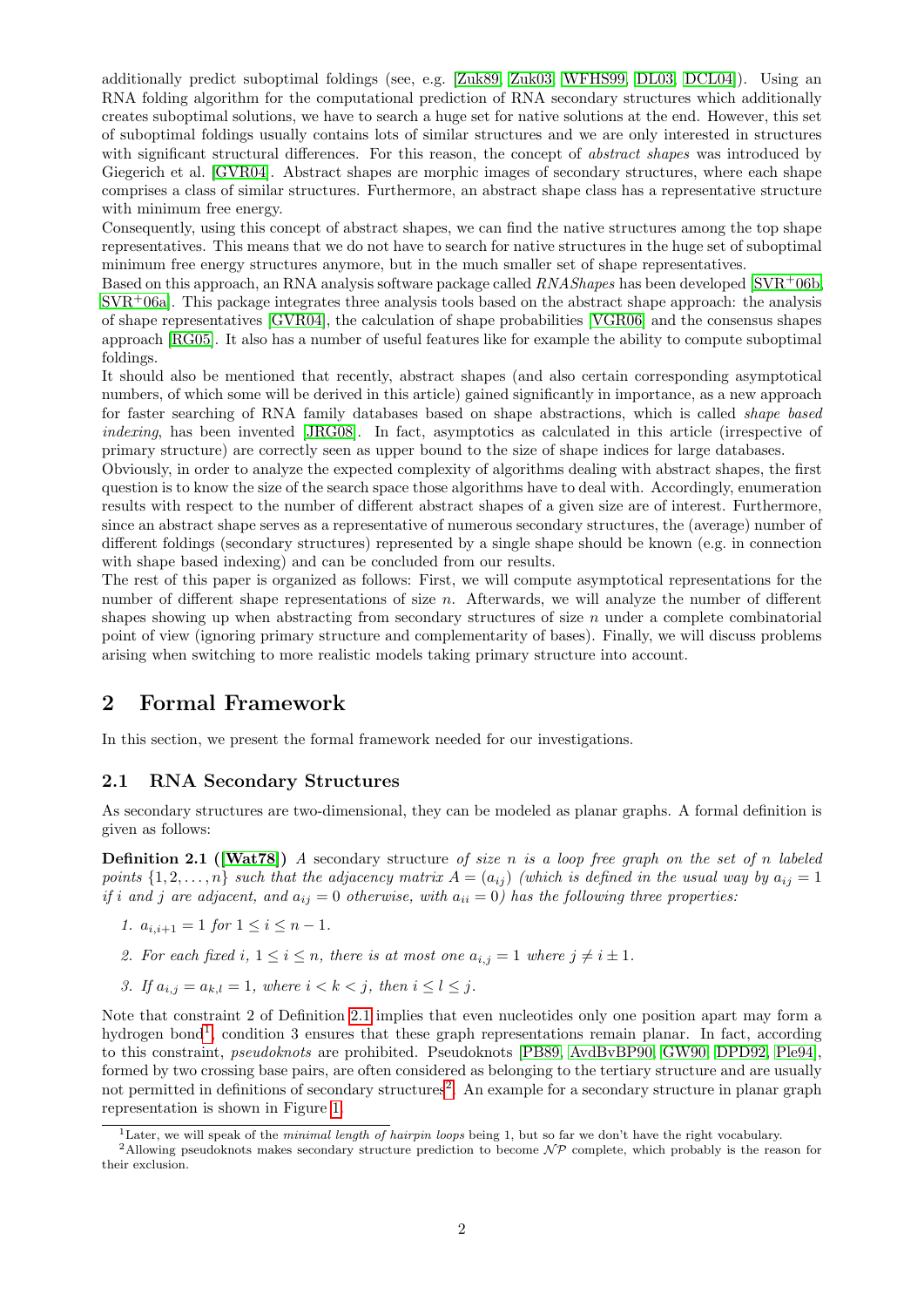additionally predict suboptimal foldings (see, e.g. [Zuk89, Zuk03, WFHS99, DL03, DCL04]). Using an RNA folding algorithm for the computational prediction of RNA secondary structures which additionally creates suboptimal solutions, we have to search a huge set for native solutions at the end. However, this set of suboptimal foldings usually contains lots of similar structures and we are only interested in structures with significant structural differences. For this reason, the concept of *abstract shapes* was introduced by Giegerich et al. [GVR04]. Abstract shapes are morphic images of secondary structures, where each shape comprises a class of similar structures. Furthermore, an abstract shape class has a representative structure with minimum free energy.

Consequently, using this concept of abstract shapes, we can find the native structures among the top shape representatives. This means that we do not have to search for native structures in the huge set of suboptimal minimum free energy structures anymore, but in the much smaller set of shape representatives.

Based on this approach, an RNA analysis software package called *RNAShapes* has been developed [SVR+06b, SVR+06a]. This package integrates three analysis tools based on the abstract shape approach: the analysis of shape representatives [GVR04], the calculation of shape probabilities [VGR06] and the consensus shapes approach [RG05]. It also has a number of useful features like for example the ability to compute suboptimal foldings.

It should also be mentioned that recently, abstract shapes (and also certain corresponding asymptotical numbers, of which some will be derived in this article) gained significantly in importance, as a new approach for faster searching of RNA family databases based on shape abstractions, which is called *shape based indexing*, has been invented [JRG08]. In fact, asymptotics as calculated in this article (irrespective of primary structure) are correctly seen as upper bound to the size of shape indices for large databases.

Obviously, in order to analyze the expected complexity of algorithms dealing with abstract shapes, the first question is to know the size of the search space those algorithms have to deal with. Accordingly, enumeration results with respect to the number of different abstract shapes of a given size are of interest. Furthermore, since an abstract shape serves as a representative of numerous secondary structures, the (average) number of different foldings (secondary structures) represented by a single shape should be known (e.g. in connection with shape based indexing) and can be concluded from our results.

The rest of this paper is organized as follows: First, we will compute asymptotical representations for the number of different shape representations of size $n$. Afterwards, we will analyze the number of different shapes showing up when abstracting from secondary structures of size $n$ under a complete combinatorial point of view (ignoring primary structure and complementarity of bases). Finally, we will discuss problems arising when switching to more realistic models taking primary structure into account.

## 2 Formal Framework

In this section, we present the formal framework needed for our investigations.

### 2.1 RNA Secondary Structures

As secondary structures are two-dimensional, they can be modeled as planar graphs. A formal definition is given as follows:

**Definition 2.1 ([Wat78])** *A secondary structure of size $n$ is a loop free graph on the set of $n$ labeled points $\{1, 2, \ldots, n\}$ such that the adjacency matrix $A = (a_{ij})$ (which is defined in the usual way by $a_{ij} = 1$ if $i$ and $j$ are adjacent, and $a_{ij} = 0$ otherwise, with $a_{ii} = 0$) has the following three properties:*

1. *$a_{i,i+1} = 1$ for $1 \leq i \leq n-1$.*
2. *For each fixed $i$, $1 \leq i \leq n$, there is at most one $a_{i,j} = 1$ where $j \neq i \pm 1$.*
3. *If $a_{i,j} = a_{k,l} = 1$, where $i < k < j$, then $i \leq l \leq j$.*

Note that constraint 2 of Definition 2.1 implies that even nucleotides only one position apart may form a hydrogen bond[1], condition 3 ensures that these graph representations remain planar. In fact, according to this constraint, *pseudoknots* are prohibited. Pseudoknots [PB89, AvdBvBP90, GW90, DPD92, Ple94], formed by two crossing base pairs, are often considered as belonging to the tertiary structure and are usually not permitted in definitions of secondary structures[2]. An example for a secondary structure in planar graph representation is shown in Figure 1.

[1] Later, we will speak of the *minimal length of hairpin loops* being 1, but so far we don't have the right vocabulary.

[2] Allowing pseudoknots makes secondary structure prediction to become $\mathcal{NP}$ complete, which probably is the reason for their exclusion.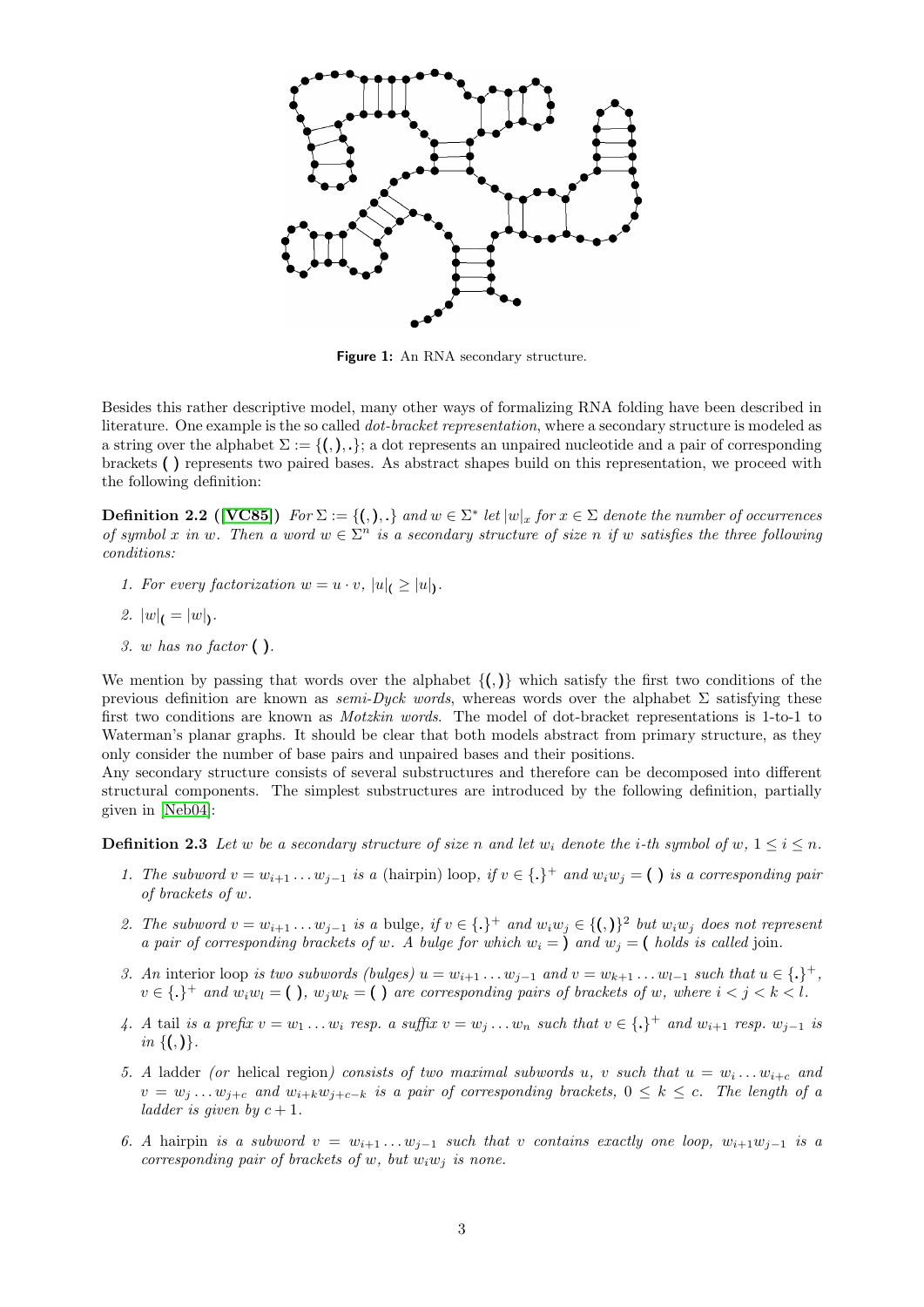Figure 1: An RNA secondary structure.

Besides this rather descriptive model, many other ways of formalizing RNA folding have been described in literature. One example is the so called *dot-bracket representation*, where a secondary structure is modeled as a string over the alphabet $\Sigma := \{(,),.\}$; a dot represents an unpaired nucleotide and a pair of corresponding brackets ( ) represents two paired bases. As abstract shapes build on this representation, we proceed with the following definition:

**Definition 2.2** ([VC85]) *For $\Sigma := \{(,),.\}$ and $w \in \Sigma^*$ let $|w|_x$ for $x \in \Sigma$ denote the number of occurrences of symbol $x$ in $w$. Then a word $w \in \Sigma^n$ is a secondary structure of size $n$ if $w$ satisfies the three following conditions:*

1. *For every factorization $w = u \cdot v$, $|u|_( \geq |u|_)$.*
2. *$|w|_( = |w|_)$.*
3. *$w$ has no factor ( ).*

We mention by passing that words over the alphabet $\{(,)\}$ which satisfy the first two conditions of the previous definition are known as *semi-Dyck words*, whereas words over the alphabet $\Sigma$ satisfying these first two conditions are known as *Motzkin words*. The model of dot-bracket representations is 1-to-1 to Waterman's planar graphs. It should be clear that both models abstract from primary structure, as they only consider the number of base pairs and unpaired bases and their positions.
Any secondary structure consists of several substructures and therefore can be decomposed into different structural components. The simplest substructures are introduced by the following definition, partially given in [Neb04]:

**Definition 2.3** *Let $w$ be a secondary structure of size $n$ and let $w_i$ denote the $i$-th symbol of $w$, $1 \leq i \leq n$.*

1. *The subword $v = w_{i+1} \dots w_{j-1}$ is a* (hairpin) loop, *if $v \in \{.\}^+$ and $w_i w_j =$ ( ) is a corresponding pair of brackets of $w$.*
2. *The subword $v = w_{i+1} \dots w_{j-1}$ is a* bulge, *if $v \in \{.\}^+$ and $w_i w_j \in \{(,)\}^2$ but $w_i w_j$ does not represent a pair of corresponding brackets of $w$. A bulge for which $w_i =$ ) and $w_j =$ ( holds is called* join.
3. *An* interior loop *is two subwords (bulges) $u = w_{i+1} \dots w_{j-1}$ and $v = w_{k+1} \dots w_{l-1}$ such that $u \in \{.\}^+$, $v \in \{.\}^+$ and $w_i w_l =$ ( ), $w_j w_k =$ ( ) are corresponding pairs of brackets of $w$, where $i < j < k < l$.*
4. *A* tail *is a prefix $v = w_1 \dots w_i$ resp. a suffix $v = w_j \dots w_n$ such that $v \in \{.\}^+$ and $w_{i+1}$ resp. $w_{j-1}$ is in $\{(,)\}$.*
5. *A* ladder *(or* helical region*) consists of two maximal subwords $u$, $v$ such that $u = w_i \dots w_{i+c}$ and $v = w_j \dots w_{j+c}$ and $w_{i+k} w_{j+c-k}$ is a pair of corresponding brackets, $0 \leq k \leq c$. The length of a ladder is given by $c + 1$.*
6. *A* hairpin *is a subword $v = w_{i+1} \dots w_{j-1}$ such that $v$ contains exactly one loop, $w_{i+1} w_{j-1}$ is a corresponding pair of brackets of $w$, but $w_i w_j$ is none.*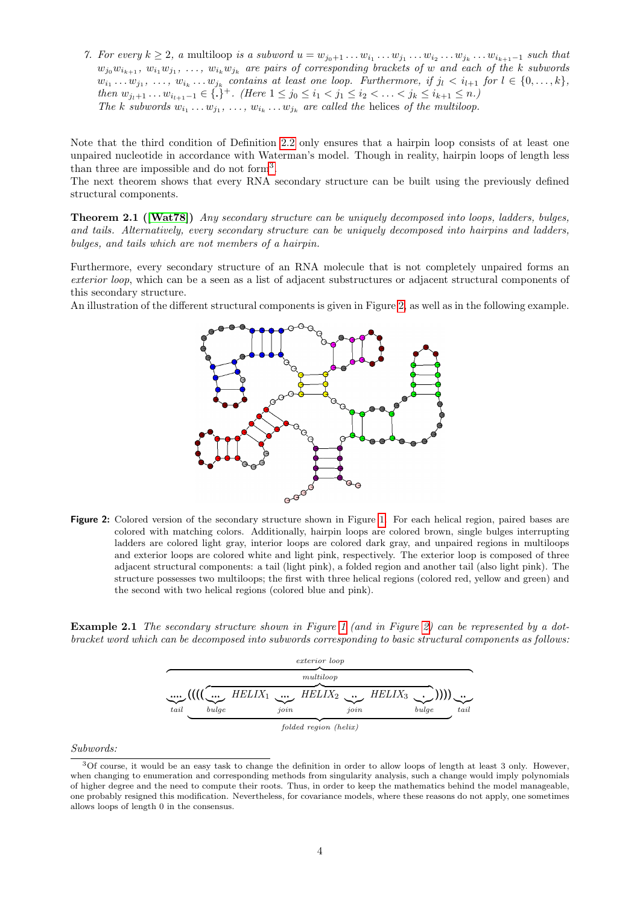7. *For every $k \geq 2$, a* multiloop *is a subword $u = w_{j_0+1} \dots w_{i_1} \dots w_{j_1} \dots w_{i_2} \dots w_{j_k} \dots w_{i_{k+1}-1}$ such that $w_{j_0}w_{i_{k+1}}, w_{i_1}w_{j_1}, \dots, w_{i_k}w_{j_k}$ are pairs of corresponding brackets of $w$ and each of the $k$ subwords $w_{i_1} \dots w_{j_1}, \dots, w_{i_k} \dots w_{j_k}$ contains at least one loop. Furthermore, if $j_l < i_{l+1}$ for $l \in \{0, \dots, k\}$, then $w_{j_l+1} \dots w_{i_{l+1}-1} \in \{.\}^+$. (Here $1 \leq j_0 \leq i_1 < j_1 \leq i_2 < \dots < j_k \leq i_{k+1} \leq n$.)*
   *The $k$ subwords $w_{i_1} \dots w_{j_1}, \dots, w_{i_k} \dots w_{j_k}$ are called the* helices *of the multiloop.*

Note that the third condition of Definition 2.2 only ensures that a hairpin loop consists of at least one unpaired nucleotide in accordance with Waterman's model. Though in reality, hairpin loops of length less than three are impossible and do not form[3].

The next theorem shows that every RNA secondary structure can be built using the previously defined structural components.

**Theorem 2.1 ([Wat78])** *Any secondary structure can be uniquely decomposed into loops, ladders, bulges, and tails. Alternatively, every secondary structure can be uniquely decomposed into hairpins and ladders, bulges, and tails which are not members of a hairpin.*

Furthermore, every secondary structure of an RNA molecule that is not completely unpaired forms an *exterior loop*, which can be a seen as a list of adjacent substructures or adjacent structural components of this secondary structure.

An illustration of the different structural components is given in Figure 2, as well as in the following example.

**Figure 2:** Colored version of the secondary structure shown in Figure 1. For each helical region, paired bases are colored with matching colors. Additionally, hairpin loops are colored brown, single bulges interrupting ladders are colored light gray, interior loops are colored dark gray, and unpaired regions in multiloops and exterior loops are colored white and light pink, respectively. The exterior loop is composed of three adjacent structural components: a tail (light pink), a folded region and another tail (also light pink). The structure possesses two multiloops; the first with three helical regions (colored red, yellow and green) and the second with two helical regions (colored blue and pink).

**Example 2.1** *The secondary structure shown in Figure 1 (and in Figure 2) can be represented by a dot-bracket word which can be decomposed into subwords corresponding to basic structural components as follows:*

$$\underbrace{\overbrace{\underbrace{....}_{tail}\underbrace{((((\overbrace{\underbrace{...}_{bulge}\ HELIX_1\ \underbrace{...}_{join}\ HELIX_2\ \underbrace{..}_{join}\ HELIX_3\ \underbrace{.}_{bulge}}^{multiloop}))))}_{folded\ region\ (helix)}\underbrace{..}_{tail}}^{exterior\ loop}}$$

*Subwords:*

[3] Of course, it would be an easy task to change the definition in order to allow loops of length at least 3 only. However, when changing to enumeration and corresponding methods from singularity analysis, such a change would imply polynomials of higher degree and the need to compute their roots. Thus, in order to keep the mathematics behind the model manageable, one probably resigned this modification. Nevertheless, for covariance models, where these reasons do not apply, one sometimes allows loops of length 0 in the consensus.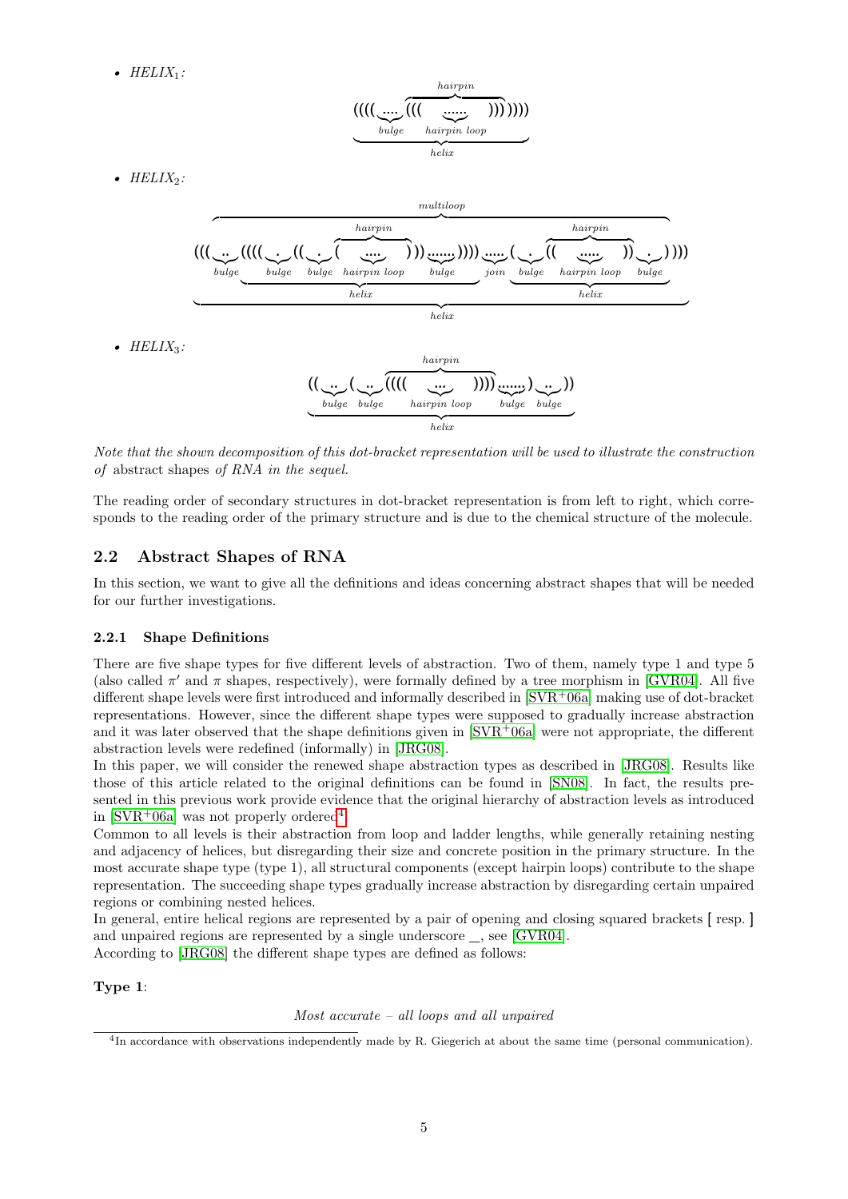- *HELIX*$_1$:

```
            hairpin
((((....(((......)))))))
   bulge  hairpin loop
          helix
```

- *HELIX*$_2$:

```
                                   multiloop
          hairpin                                      hairpin
(((..((((.((.(....)))......)))).....(.((.....)).)))
 bulge  bulge bulge hairpin loop bulge  join bulge hairpin loop bulge
              helix                              helix
                                   helix
```

- *HELIX*$_3$:

```
              hairpin
((..(..((((...))))......)..))
 bulge bulge  hairpin loop  bulge bulge
              helix
```

*Note that the shown decomposition of this dot-bracket representation will be used to illustrate the construction of* abstract shapes *of RNA in the sequel.*

The reading order of secondary structures in dot-bracket representation is from left to right, which corresponds to the reading order of the primary structure and is due to the chemical structure of the molecule.

## 2.2 Abstract Shapes of RNA

In this section, we want to give all the definitions and ideas concerning abstract shapes that will be needed for our further investigations.

### 2.2.1 Shape Definitions

There are five shape types for five different levels of abstraction. Two of them, namely type 1 and type 5 (also called $\pi'$ and $\pi$ shapes, respectively), were formally defined by a tree morphism in [GVR04]. All five different shape levels were first introduced and informally described in [SVR+06a] making use of dot-bracket representations. However, since the different shape types were supposed to gradually increase abstraction and it was later observed that the shape definitions given in [SVR+06a] were not appropriate, the different abstraction levels were redefined (informally) in [JRG08].

In this paper, we will consider the renewed shape abstraction types as described in [JRG08]. Results like those of this article related to the original definitions can be found in [SN08]. In fact, the results presented in this previous work provide evidence that the original hierarchy of abstraction levels as introduced in [SVR+06a] was not properly ordered[4].

Common to all levels is their abstraction from loop and ladder lengths, while generally retaining nesting and adjacency of helices, but disregarding their size and concrete position in the primary structure. In the most accurate shape type (type 1), all structural components (except hairpin loops) contribute to the shape representation. The succeeding shape types gradually increase abstraction by disregarding certain unpaired regions or combining nested helices.

In general, entire helical regions are represented by a pair of opening and closing squared brackets [ resp. ] and unpaired regions are represented by a single underscore _, see [GVR04].

According to [JRG08] the different shape types are defined as follows:

**Type 1**:

*Most accurate – all loops and all unpaired*

[4] In accordance with observations independently made by R. Giegerich at about the same time (personal communication).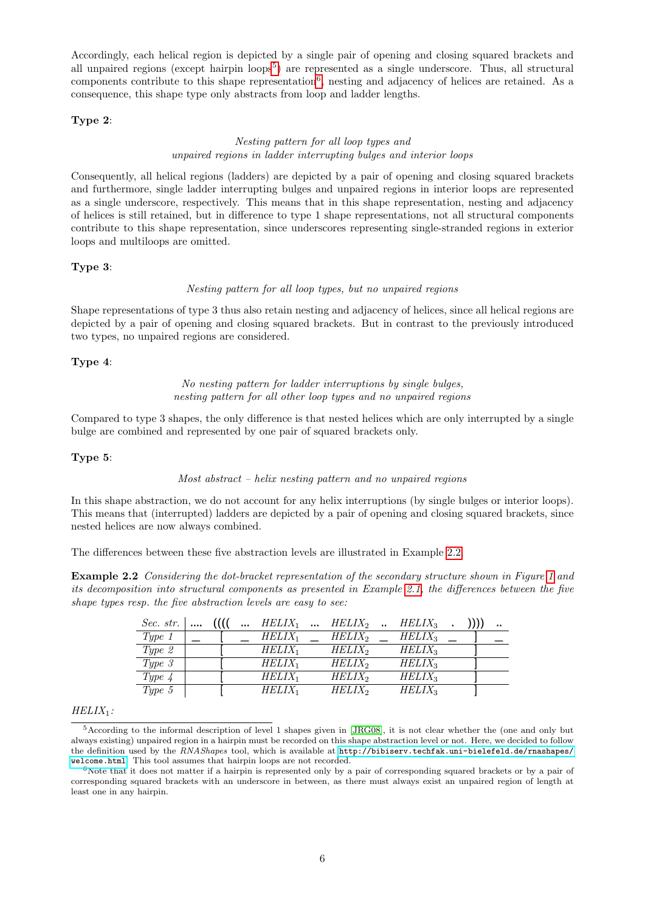Accordingly, each helical region is depicted by a single pair of opening and closing squared brackets and all unpaired regions (except hairpin loops[5]) are represented as a single underscore. Thus, all structural components contribute to this shape representation[6], nesting and adjacency of helices are retained. As a consequence, this shape type only abstracts from loop and ladder lengths.

**Type 2**:

*Nesting pattern for all loop types and*
*unpaired regions in ladder interrupting bulges and interior loops*

Consequently, all helical regions (ladders) are depicted by a pair of opening and closing squared brackets and furthermore, single ladder interrupting bulges and unpaired regions in interior loops are represented as a single underscore, respectively. This means that in this shape representation, nesting and adjacency of helices is still retained, but in difference to type 1 shape representations, not all structural components contribute to this shape representation, since underscores representing single-stranded regions in exterior loops and multiloops are omitted.

**Type 3**:

*Nesting pattern for all loop types, but no unpaired regions*

Shape representations of type 3 thus also retain nesting and adjacency of helices, since all helical regions are depicted by a pair of opening and closing squared brackets. But in contrast to the previously introduced two types, no unpaired regions are considered.

**Type 4**:

*No nesting pattern for ladder interruptions by single bulges,*
*nesting pattern for all other loop types and no unpaired regions*

Compared to type 3 shapes, the only difference is that nested helices which are only interrupted by a single bulge are combined and represented by one pair of squared brackets only.

**Type 5**:

*Most abstract – helix nesting pattern and no unpaired regions*

In this shape abstraction, we do not account for any helix interruptions (by single bulges or interior loops). This means that (interrupted) ladders are depicted by a pair of opening and closing squared brackets, since nested helices are now always combined.

The differences between these five abstraction levels are illustrated in Example 2.2.

**Example 2.2** *Considering the dot-bracket representation of the secondary structure shown in Figure 1 and its decomposition into structural components as presented in Example 2.1, the differences between the five shape types resp. the five abstraction levels are easy to see:*

| *Sec. str.* | .... | (((( | ... | $HELIX_1$ | ... | $HELIX_2$ | .. | $HELIX_3$ | . | )))) | .. |
|---|---|---|---|---|---|---|---|---|---|---|---|
| *Type 1* | _ | [ | _ | $HELIX_1$ | _ | $HELIX_2$ | _ | $HELIX_3$ | _ | ] | _ |
| *Type 2* | | [ | | $HELIX_1$ | | $HELIX_2$ | | $HELIX_3$ | | ] | |
| *Type 3* | | [ | | $HELIX_1$ | | $HELIX_2$ | | $HELIX_3$ | | ] | |
| *Type 4* | | [ | | $HELIX_1$ | | $HELIX_2$ | | $HELIX_3$ | | ] | |
| *Type 5* | | [ | | $HELIX_1$ | | $HELIX_2$ | | $HELIX_3$ | | ] | |

$HELIX_1$:

---

[5] According to the informal description of level 1 shapes given in [JRG08], it is not clear whether the (one and only but always existing) unpaired region in a hairpin must be recorded on this shape abstraction level or not. Here, we decided to follow the definition used by the *RNAShapes* tool, which is available at http://bibiserv.techfak.uni-bielefeld.de/rnashapes/welcome.html. This tool assumes that hairpin loops are not recorded.

[6] Note that it does not matter if a hairpin is represented only by a pair of corresponding squared brackets or by a pair of corresponding squared brackets with an underscore in between, as there must always exist an unpaired region of length at least one in any hairpin.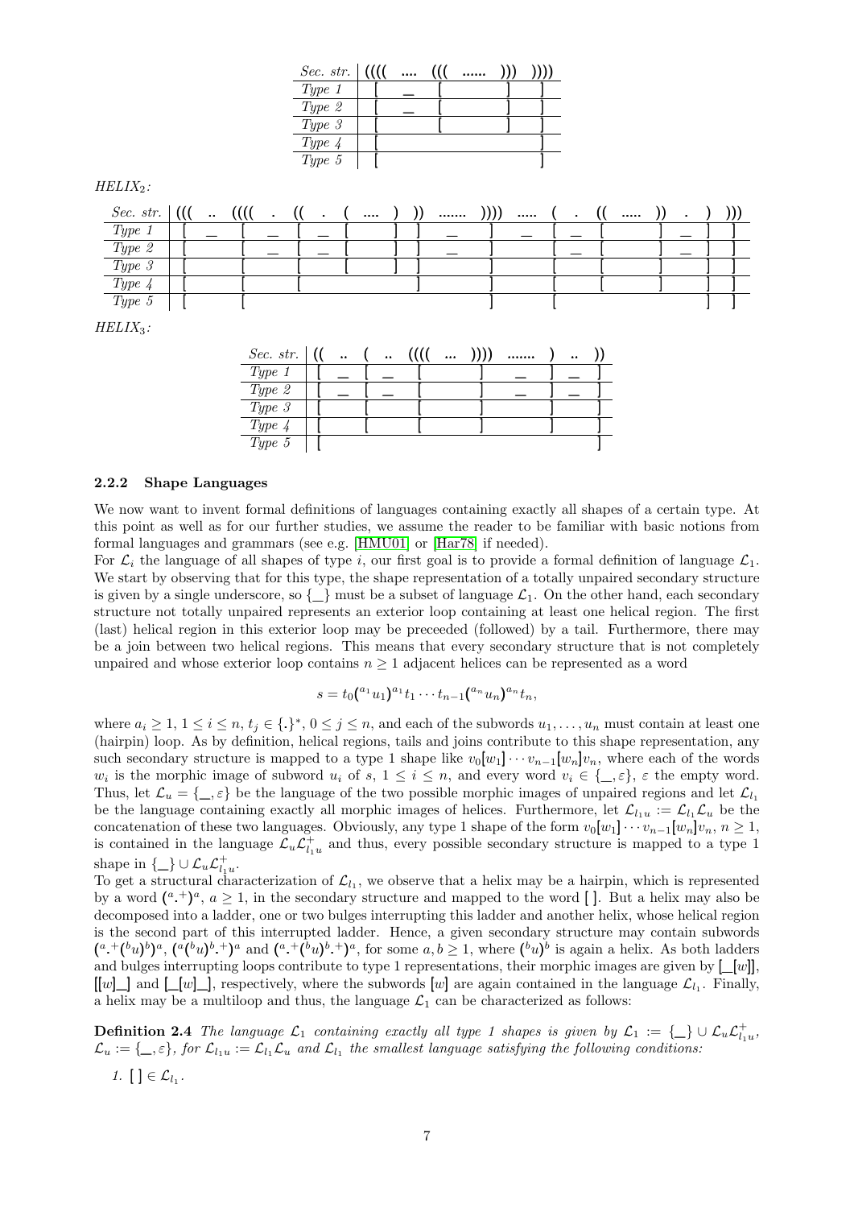| *Sec. str.* | (((( | .... | ((( | ...... | ))) | )))) |
|---|---|---|---|---|---|---|
| *Type 1* | [ | _ | [ | | ] | ] |
| *Type 2* | [ | _ | [ | | ] | ] |
| *Type 3* | [ | | [ | | ] | ] |
| *Type 4* | [ | | | | | ] |
| *Type 5* | [ | | | | | ] |

*HELIX*$_2$:

| *Sec. str.* | ((( | .. | (((( | . | (( | . | ( | .... | ) | )) | ....... | )))) | ..... | ( | . | (( | ..... | )) | . | ) | ))) |
|---|---|---|---|---|---|---|---|---|---|---|---|---|---|---|---|---|---|---|---|---|---|
| *Type 1* | [ | _ | [ | _ | [ | _ | [ | | ] | ] | _ | ] | _ | [ | _ | [ | | ] | _ | ] | ] |
| *Type 2* | [ | | [ | _ | [ | _ | [ | | ] | ] | _ | ] | | [ | _ | [ | | ] | _ | ] | ] |
| *Type 3* | [ | | [ | | [ | | [ | | ] | ] | | ] | | [ | | [ | | ] | | ] | ] |
| *Type 4* | [ | | [ | | [ | | | | | ] | | ] | | [ | | [ | | ] | | ] | ] |
| *Type 5* | [ | | [ | | | | | | | | | ] | | [ | | | | | | ] | ] |

*HELIX*$_3$:

| *Sec. str.* | (( | .. | ( | .. | (((( | ... | )))) | ....... | ) | .. | )) |
|---|---|---|---|---|---|---|---|---|---|---|---|
| *Type 1* | [ | _ | [ | _ | [ | | ] | _ | ] | _ | ] |
| *Type 2* | [ | _ | [ | _ | [ | | ] | _ | ] | _ | ] |
| *Type 3* | [ | | [ | | [ | | ] | | ] | | ] |
| *Type 4* | [ | | [ | | [ | | ] | | ] | | ] |
| *Type 5* | [ | | | | | | | | | | ] |

### 2.2.2 Shape Languages

We now want to invent formal definitions of languages containing exactly all shapes of a certain type. At this point as well as for our further studies, we assume the reader to be familiar with basic notions from formal languages and grammars (see e.g. [HMU01] or [Har78] if needed).

For $\mathcal{L}_i$ the language of all shapes of type $i$, our first goal is to provide a formal definition of language $\mathcal{L}_1$. We start by observing that for this type, the shape representation of a totally unpaired secondary structure is given by a single underscore, so $\{\_\}$ must be a subset of language $\mathcal{L}_1$. On the other hand, each secondary structure not totally unpaired represents an exterior loop containing at least one helical region. The first (last) helical region in this exterior loop may be preceeded (followed) by a tail. Furthermore, there may be a join between two helical regions. This means that every secondary structure that is not completely unpaired and whose exterior loop contains $n \geq 1$ adjacent helices can be represented as a word

$$s = t_0({}^{a_1}u_1)^{a_1}t_1 \cdots t_{n-1}({}^{a_n}u_n)^{a_n}t_n,$$

where $a_i \geq 1$, $1 \leq i \leq n$, $t_j \in \{.\}^*$, $0 \leq j \leq n$, and each of the subwords $u_1, \dots, u_n$ must contain at least one (hairpin) loop. As by definition, helical regions, tails and joins contribute to this shape representation, any such secondary structure is mapped to a type 1 shape like $v_0[w_1] \cdots v_{n-1}[w_n]v_n$, where each of the words $w_i$ is the morphic image of subword $u_i$ of $s$, $1 \leq i \leq n$, and every word $v_i \in \{\_, \varepsilon\}$, $\varepsilon$ the empty word. Thus, let $\mathcal{L}_u = \{\_, \varepsilon\}$ be the language of the two possible morphic images of unpaired regions and let $\mathcal{L}_{l_1}$ be the language containing exactly all morphic images of helices. Furthermore, let $\mathcal{L}_{l_1u} := \mathcal{L}_{l_1}\mathcal{L}_u$ be the concatenation of these two languages. Obviously, any type 1 shape of the form $v_0[w_1] \cdots v_{n-1}[w_n]v_n$, $n \geq 1$, is contained in the language $\mathcal{L}_u\mathcal{L}_{l_1u}^+$ and thus, every possible secondary structure is mapped to a type 1 shape in $\{\_\} \cup \mathcal{L}_u\mathcal{L}_{l_1u}^+$.

To get a structural characterization of $\mathcal{L}_{l_1}$, we observe that a helix may be a hairpin, which is represented by a word $({}^a.^+)^a$, $a \geq 1$, in the secondary structure and mapped to the word $[\,]$. But a helix may also be decomposed into a ladder, one or two bulges interrupting this ladder and another helix, whose helical region is the second part of this interrupted ladder. Hence, a given secondary structure may contain subwords $({}^a.^+({}^bu)^b)^a$, $({}^a({}^bu)^b.^+)^a$ and $({}^a.^+({}^bu)^b.^+)^a$, for some $a, b \geq 1$, where $({}^bu)^b$ is again a helix. As both ladders and bulges interrupting loops contribute to type 1 representations, their morphic images are given by $[\_[w]]$, $[[w]\_]$ and $[\_[w]\_]$, respectively, where the subwords $[w]$ are again contained in the language $\mathcal{L}_{l_1}$. Finally, a helix may be a multiloop and thus, the language $\mathcal{L}_1$ can be characterized as follows:

**Definition 2.4** *The language $\mathcal{L}_1$ containing exactly all type 1 shapes is given by $\mathcal{L}_1 := \{\_\} \cup \mathcal{L}_u\mathcal{L}_{l_1u}^+$, $\mathcal{L}_u := \{\_, \varepsilon\}$, for $\mathcal{L}_{l_1u} := \mathcal{L}_{l_1}\mathcal{L}_u$ and $\mathcal{L}_{l_1}$ the smallest language satisfying the following conditions:*

1. $[\,] \in \mathcal{L}_{l_1}$.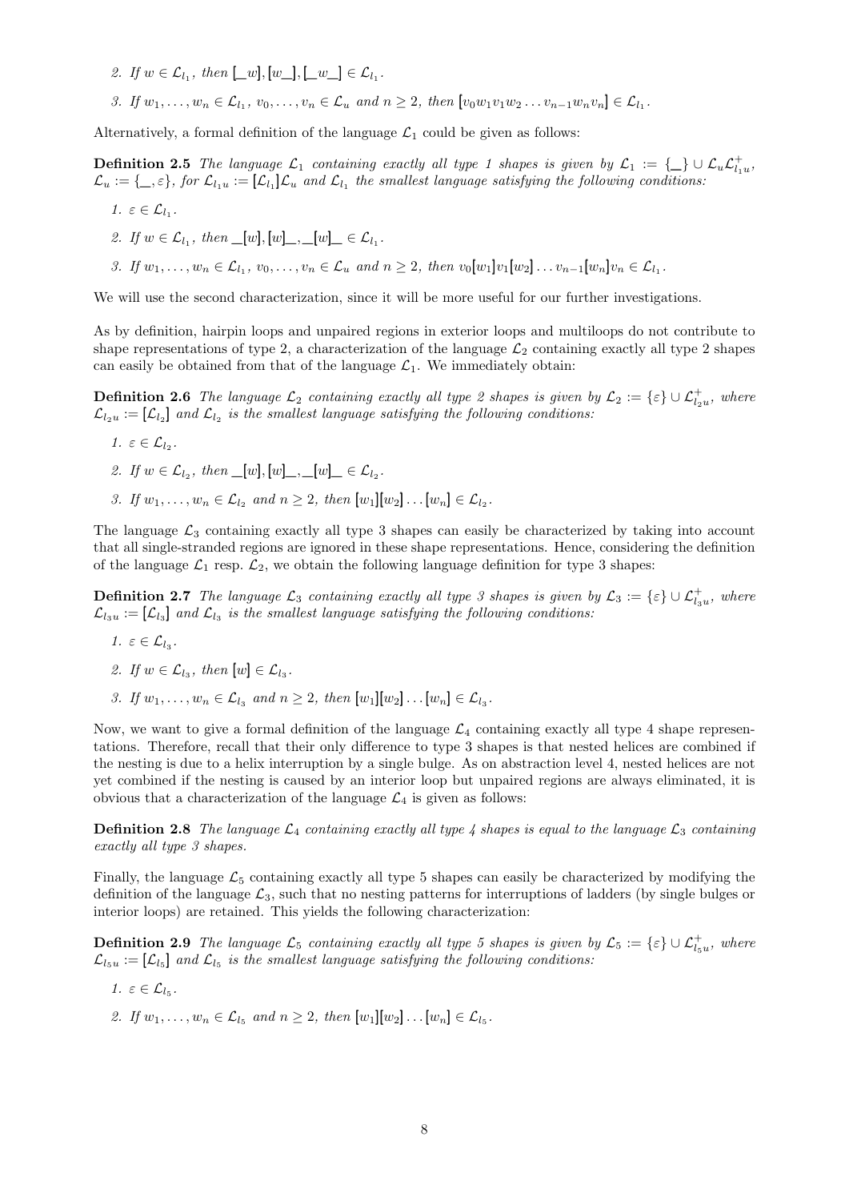2. If $w \in \mathcal{L}_{l_1}$, then $[\_w], [w\_], [\_w\_] \in \mathcal{L}_{l_1}$.

3. If $w_1, \ldots, w_n \in \mathcal{L}_{l_1}$, $v_0, \ldots, v_n \in \mathcal{L}_u$ and $n \geq 2$, then $[v_0 w_1 v_1 w_2 \ldots v_{n-1} w_n v_n] \in \mathcal{L}_{l_1}$.

Alternatively, a formal definition of the language $\mathcal{L}_1$ could be given as follows:

**Definition 2.5** *The language $\mathcal{L}_1$ containing exactly all type 1 shapes is given by $\mathcal{L}_1 := \{\_\} \cup \mathcal{L}_u \mathcal{L}_{l_1 u}^+$, $\mathcal{L}_u := \{\_, \varepsilon\}$, for $\mathcal{L}_{l_1 u} := [\mathcal{L}_{l_1}]\mathcal{L}_u$ and $\mathcal{L}_{l_1}$ the smallest language satisfying the following conditions:*

1. *$\varepsilon \in \mathcal{L}_{l_1}$.*
2. *If $w \in \mathcal{L}_{l_1}$, then $\_[w], [w]\_, \_[w]\_ \in \mathcal{L}_{l_1}$.*
3. *If $w_1, \ldots, w_n \in \mathcal{L}_{l_1}$, $v_0, \ldots, v_n \in \mathcal{L}_u$ and $n \geq 2$, then $v_0[w_1]v_1[w_2] \ldots v_{n-1}[w_n]v_n \in \mathcal{L}_{l_1}$.*

We will use the second characterization, since it will be more useful for our further investigations.

As by definition, hairpin loops and unpaired regions in exterior loops and multiloops do not contribute to shape representations of type 2, a characterization of the language $\mathcal{L}_2$ containing exactly all type 2 shapes can easily be obtained from that of the language $\mathcal{L}_1$. We immediately obtain:

**Definition 2.6** *The language $\mathcal{L}_2$ containing exactly all type 2 shapes is given by $\mathcal{L}_2 := \{\varepsilon\} \cup \mathcal{L}_{l_2 u}^+$, where $\mathcal{L}_{l_2 u} := [\mathcal{L}_{l_2}]$ and $\mathcal{L}_{l_2}$ is the smallest language satisfying the following conditions:*

1. *$\varepsilon \in \mathcal{L}_{l_2}$.*
2. *If $w \in \mathcal{L}_{l_2}$, then $\_[w], [w]\_, \_[w]\_ \in \mathcal{L}_{l_2}$.*
3. *If $w_1, \ldots, w_n \in \mathcal{L}_{l_2}$ and $n \geq 2$, then $[w_1][w_2] \ldots [w_n] \in \mathcal{L}_{l_2}$.*

The language $\mathcal{L}_3$ containing exactly all type 3 shapes can easily be characterized by taking into account that all single-stranded regions are ignored in these shape representations. Hence, considering the definition of the language $\mathcal{L}_1$ resp. $\mathcal{L}_2$, we obtain the following language definition for type 3 shapes:

**Definition 2.7** *The language $\mathcal{L}_3$ containing exactly all type 3 shapes is given by $\mathcal{L}_3 := \{\varepsilon\} \cup \mathcal{L}_{l_3 u}^+$, where $\mathcal{L}_{l_3 u} := [\mathcal{L}_{l_3}]$ and $\mathcal{L}_{l_3}$ is the smallest language satisfying the following conditions:*

1. *$\varepsilon \in \mathcal{L}_{l_3}$.*
2. *If $w \in \mathcal{L}_{l_3}$, then $[w] \in \mathcal{L}_{l_3}$.*
3. *If $w_1, \ldots, w_n \in \mathcal{L}_{l_3}$ and $n \geq 2$, then $[w_1][w_2] \ldots [w_n] \in \mathcal{L}_{l_3}$.*

Now, we want to give a formal definition of the language $\mathcal{L}_4$ containing exactly all type 4 shape representations. Therefore, recall that their only difference to type 3 shapes is that nested helices are combined if the nesting is due to a helix interruption by a single bulge. As on abstraction level 4, nested helices are not yet combined if the nesting is caused by an interior loop but unpaired regions are always eliminated, it is obvious that a characterization of the language $\mathcal{L}_4$ is given as follows:

**Definition 2.8** *The language $\mathcal{L}_4$ containing exactly all type 4 shapes is equal to the language $\mathcal{L}_3$ containing exactly all type 3 shapes.*

Finally, the language $\mathcal{L}_5$ containing exactly all type 5 shapes can easily be characterized by modifying the definition of the language $\mathcal{L}_3$, such that no nesting patterns for interruptions of ladders (by single bulges or interior loops) are retained. This yields the following characterization:

**Definition 2.9** *The language $\mathcal{L}_5$ containing exactly all type 5 shapes is given by $\mathcal{L}_5 := \{\varepsilon\} \cup \mathcal{L}_{l_5 u}^+$, where $\mathcal{L}_{l_5 u} := [\mathcal{L}_{l_5}]$ and $\mathcal{L}_{l_5}$ is the smallest language satisfying the following conditions:*

1. *$\varepsilon \in \mathcal{L}_{l_5}$.*
2. *If $w_1, \ldots, w_n \in \mathcal{L}_{l_5}$ and $n \geq 2$, then $[w_1][w_2] \ldots [w_n] \in \mathcal{L}_{l_5}$.*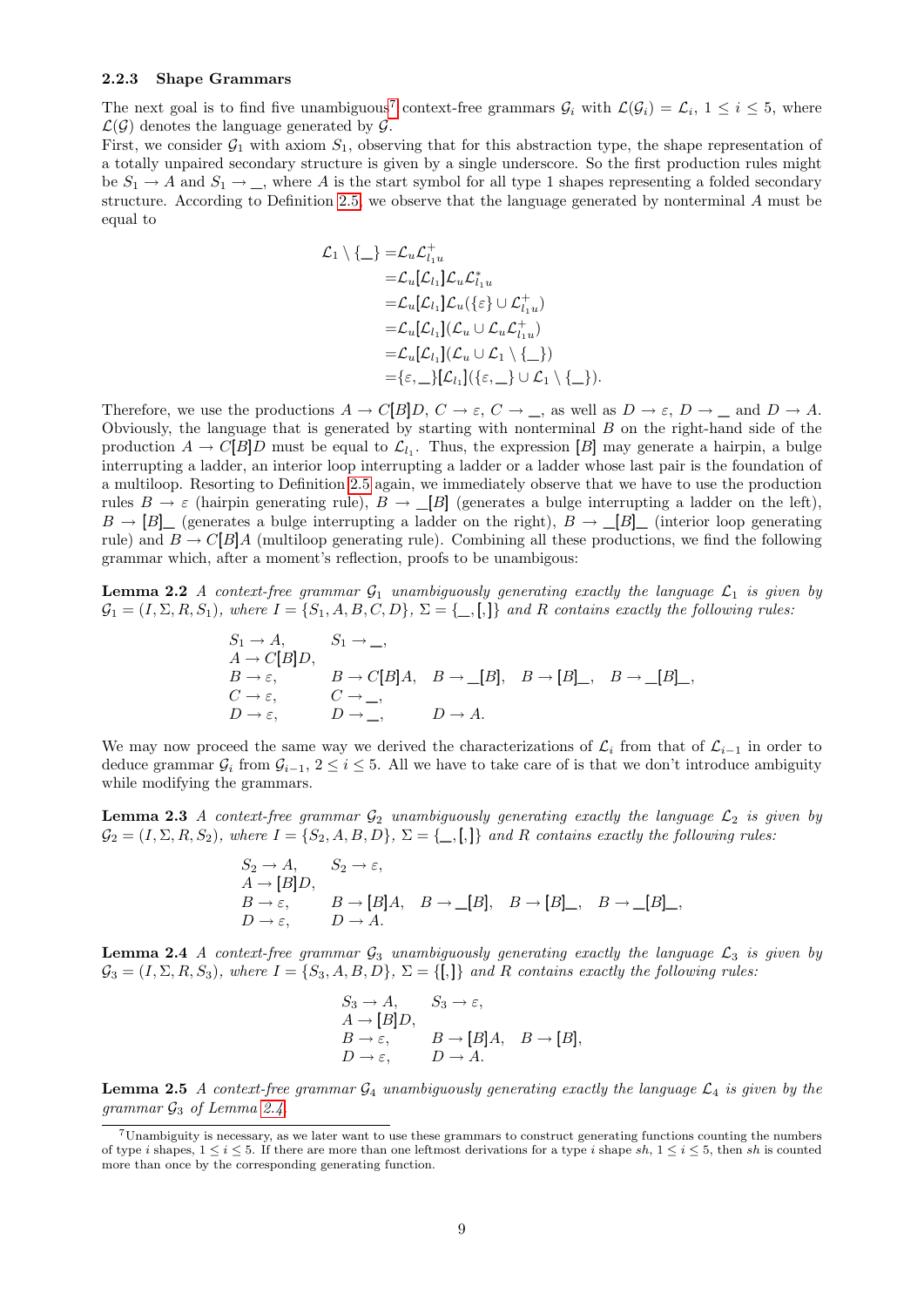### 2.2.3 Shape Grammars

The next goal is to find five unambiguous[7] context-free grammars $\mathcal{G}_i$ with $\mathcal{L}(\mathcal{G}_i) = \mathcal{L}_i$, $1 \le i \le 5$, where $\mathcal{L}(\mathcal{G})$ denotes the language generated by $\mathcal{G}$.
First, we consider $\mathcal{G}_1$ with axiom $S_1$, observing that for this abstraction type, the shape representation of a totally unpaired secondary structure is given by a single underscore. So the first production rules might be $S_1 \to A$ and $S_1 \to \_$, where $A$ is the start symbol for all type 1 shapes representing a folded secondary structure. According to Definition 2.5, we observe that the language generated by nonterminal $A$ must be equal to

$$
\begin{aligned}
\mathcal{L}_1 \setminus \{\_\} =& \mathcal{L}_u \mathcal{L}_{l_1 u}^+ \\
=& \mathcal{L}_u [\mathcal{L}_{l_1}] \mathcal{L}_u \mathcal{L}_{l_1 u}^* \\
=& \mathcal{L}_u [\mathcal{L}_{l_1}] \mathcal{L}_u (\{\varepsilon\} \cup \mathcal{L}_{l_1 u}^+) \\
=& \mathcal{L}_u [\mathcal{L}_{l_1}] (\mathcal{L}_u \cup \mathcal{L}_u \mathcal{L}_{l_1 u}^+) \\
=& \mathcal{L}_u [\mathcal{L}_{l_1}] (\mathcal{L}_u \cup \mathcal{L}_1 \setminus \{\_\}) \\
=& \{\varepsilon, \_\} [\mathcal{L}_{l_1}] (\{\varepsilon, \_\} \cup \mathcal{L}_1 \setminus \{\_\}).
\end{aligned}
$$

Therefore, we use the productions $A \to C[B]D$, $C \to \varepsilon$, $C \to \_$, as well as $D \to \varepsilon$, $D \to \_$ and $D \to A$. Obviously, the language that is generated by starting with nonterminal $B$ on the right-hand side of the production $A \to C[B]D$ must be equal to $\mathcal{L}_{l_1}$. Thus, the expression $[B]$ may generate a hairpin, a bulge interrupting a ladder, an interior loop interrupting a ladder or a ladder whose last pair is the foundation of a multiloop. Resorting to Definition 2.5 again, we immediately observe that we have to use the production rules $B \to \varepsilon$ (hairpin generating rule), $B \to \_[B]$ (generates a bulge interrupting a ladder on the left), $B \to [B]\_$ (generates a bulge interrupting a ladder on the right), $B \to \_[B]\_$ (interior loop generating rule) and $B \to C[B]A$ (multiloop generating rule). Combining all these productions, we find the following grammar which, after a moment's reflection, proofs to be unambiguous:

**Lemma 2.2** *A context-free grammar $\mathcal{G}_1$ unambiguously generating exactly the language $\mathcal{L}_1$ is given by $\mathcal{G}_1 = (I, \Sigma, R, S_1)$, where $I = \{S_1, A, B, C, D\}$, $\Sigma = \{\_, [, ]\}$ and $R$ contains exactly the following rules:*

$$
\begin{array}{llll}
S_1 \to A, & S_1 \to \_, & & \\
A \to C[B]D, & & & \\
B \to \varepsilon, & B \to C[B]A, & B \to \_[B], & B \to [B]\_, \quad B \to \_[B]\_, \\
C \to \varepsilon, & C \to \_, & & \\
D \to \varepsilon, & D \to \_, & D \to A. &
\end{array}
$$

We may now proceed the same way we derived the characterizations of $\mathcal{L}_i$ from that of $\mathcal{L}_{i-1}$ in order to deduce grammar $\mathcal{G}_i$ from $\mathcal{G}_{i-1}$, $2 \le i \le 5$. All we have to take care of is that we don't introduce ambiguity while modifying the grammars.

**Lemma 2.3** *A context-free grammar $\mathcal{G}_2$ unambiguously generating exactly the language $\mathcal{L}_2$ is given by $\mathcal{G}_2 = (I, \Sigma, R, S_2)$, where $I = \{S_2, A, B, D\}$, $\Sigma = \{\_, [, ]\}$ and $R$ contains exactly the following rules:*

$$
\begin{array}{lllll}
S_2 \to A, & S_2 \to \varepsilon, & & & \\
A \to [B]D, & & & & \\
B \to \varepsilon, & B \to [B]A, & B \to \_[B], & B \to [B]\_, & B \to \_[B]\_, \\
D \to \varepsilon, & D \to A. & & &
\end{array}
$$

**Lemma 2.4** *A context-free grammar $\mathcal{G}_3$ unambiguously generating exactly the language $\mathcal{L}_3$ is given by $\mathcal{G}_3 = (I, \Sigma, R, S_3)$, where $I = \{S_3, A, B, D\}$, $\Sigma = \{[, ]\}$ and $R$ contains exactly the following rules:*

$$
\begin{array}{lll}
S_3 \to A, & S_3 \to \varepsilon, & \\
A \to [B]D, & & \\
B \to \varepsilon, & B \to [B]A, & B \to [B], \\
D \to \varepsilon, & D \to A. &
\end{array}
$$

**Lemma 2.5** *A context-free grammar $\mathcal{G}_4$ unambiguously generating exactly the language $\mathcal{L}_4$ is given by the grammar $\mathcal{G}_3$ of Lemma 2.4.*

[7] Unambiguity is necessary, as we later want to use these grammars to construct generating functions counting the numbers of type $i$ shapes, $1 \le i \le 5$. If there are more than one leftmost derivations for a type $i$ shape $sh$, $1 \le i \le 5$, then $sh$ is counted more than once by the corresponding generating function.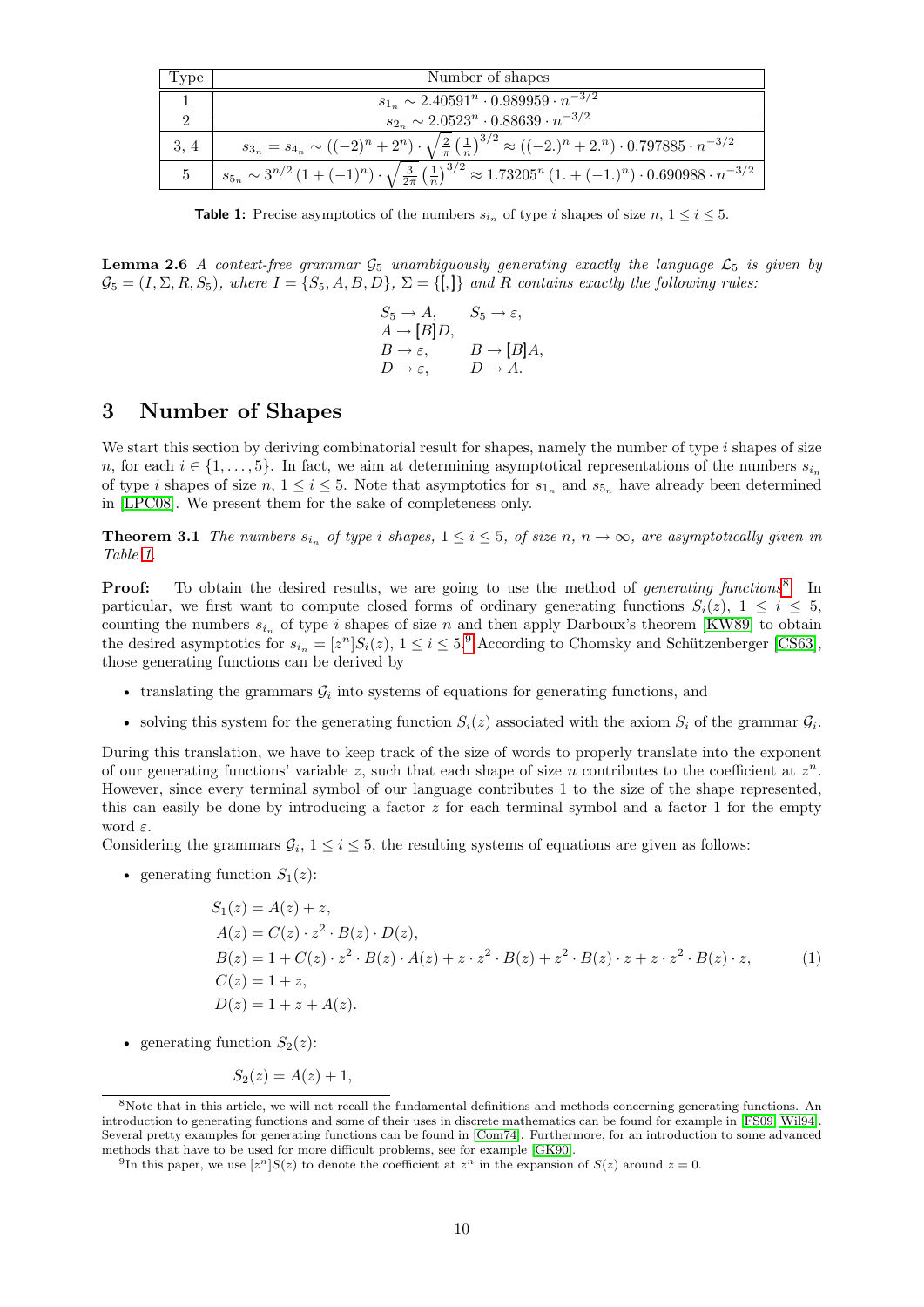| Type | Number of shapes |
|---|---|
| 1 | $s_{1_n} \sim 2.40591^n \cdot 0.989959 \cdot n^{-3/2}$ |
| 2 | $s_{2_n} \sim 2.0523^n \cdot 0.88639 \cdot n^{-3/2}$ |
| 3, 4 | $s_{3_n} = s_{4_n} \sim ((-2)^n + 2^n) \cdot \sqrt{\frac{2}{\pi}} \left(\frac{1}{n}\right)^{3/2} \approx ((-2.)^n + 2.^n) \cdot 0.797885 \cdot n^{-3/2}$ |
| 5 | $s_{5_n} \sim 3^{n/2} (1 + (-1)^n) \cdot \sqrt{\frac{3}{2\pi}} \left(\frac{1}{n}\right)^{3/2} \approx 1.73205^n (1. + (-1.)^n) \cdot 0.690988 \cdot n^{-3/2}$ |

**Table 1:** Precise asymptotics of the numbers $s_{i_n}$ of type $i$ shapes of size $n$, $1 \leq i \leq 5$.

**Lemma 2.6** *A context-free grammar $\mathcal{G}_5$ unambiguously generating exactly the language $\mathcal{L}_5$ is given by $\mathcal{G}_5 = (I, \Sigma, R, S_5)$, where $I = \{S_5, A, B, D\}$, $\Sigma = \{[, ]\}$ and $R$ contains exactly the following rules:*

$$
\begin{aligned}
&S_5 \to A, && S_5 \to \varepsilon, \\
&A \to [B]D, && \\
&B \to \varepsilon, && B \to [B]A, \\
&D \to \varepsilon, && D \to A.
\end{aligned}
$$

# 3 Number of Shapes

We start this section by deriving combinatorial result for shapes, namely the number of type $i$ shapes of size $n$, for each $i \in \{1, \ldots, 5\}$. In fact, we aim at determining asymptotical representations of the numbers $s_{i_n}$ of type $i$ shapes of size $n$, $1 \leq i \leq 5$. Note that asymptotics for $s_{1_n}$ and $s_{5_n}$ have already been determined in [LPC08]. We present them for the sake of completeness only.

**Theorem 3.1** *The numbers $s_{i_n}$ of type $i$ shapes, $1 \leq i \leq 5$, of size $n$, $n \to \infty$, are asymptotically given in Table 1.*

**Proof:** To obtain the desired results, we are going to use the method of *generating functions*[8]. In particular, we first want to compute closed forms of ordinary generating functions $S_i(z)$, $1 \leq i \leq 5$, counting the numbers $s_{i_n}$ of type $i$ shapes of size $n$ and then apply Darboux's theorem [KW89] to obtain the desired asymptotics for $s_{i_n} = [z^n]S_i(z)$, $1 \leq i \leq 5$.[9] According to Chomsky and Schützenberger [CS63], those generating functions can be derived by

- translating the grammars $\mathcal{G}_i$ into systems of equations for generating functions, and
- solving this system for the generating function $S_i(z)$ associated with the axiom $S_i$ of the grammar $\mathcal{G}_i$.

During this translation, we have to keep track of the size of words to properly translate into the exponent of our generating functions' variable $z$, such that each shape of size $n$ contributes to the coefficient at $z^n$. However, since every terminal symbol of our language contributes 1 to the size of the shape represented, this can easily be done by introducing a factor $z$ for each terminal symbol and a factor 1 for the empty word $\varepsilon$.
Considering the grammars $\mathcal{G}_i$, $1 \leq i \leq 5$, the resulting systems of equations are given as follows:

- generating function $S_1(z)$:

$$
\begin{aligned}
S_1(z) &= A(z) + z, \\
A(z) &= C(z) \cdot z^2 \cdot B(z) \cdot D(z), \\
B(z) &= 1 + C(z) \cdot z^2 \cdot B(z) \cdot A(z) + z \cdot z^2 \cdot B(z) + z^2 \cdot B(z) \cdot z + z \cdot z^2 \cdot B(z) \cdot z, \\
C(z) &= 1 + z, \\
D(z) &= 1 + z + A(z).
\end{aligned}
\tag{1}
$$

- generating function $S_2(z)$:

$$
S_2(z) = A(z) + 1,
$$

[8] Note that in this article, we will not recall the fundamental definitions and methods concerning generating functions. An introduction to generating functions and some of their uses in discrete mathematics can be found for example in [FS09, Wil94]. Several pretty examples for generating functions can be found in [Com74]. Furthermore, for an introduction to some advanced methods that have to be used for more difficult problems, see for example [GK90].

[9] In this paper, we use $[z^n]S(z)$ to denote the coefficient at $z^n$ in the expansion of $S(z)$ around $z = 0$.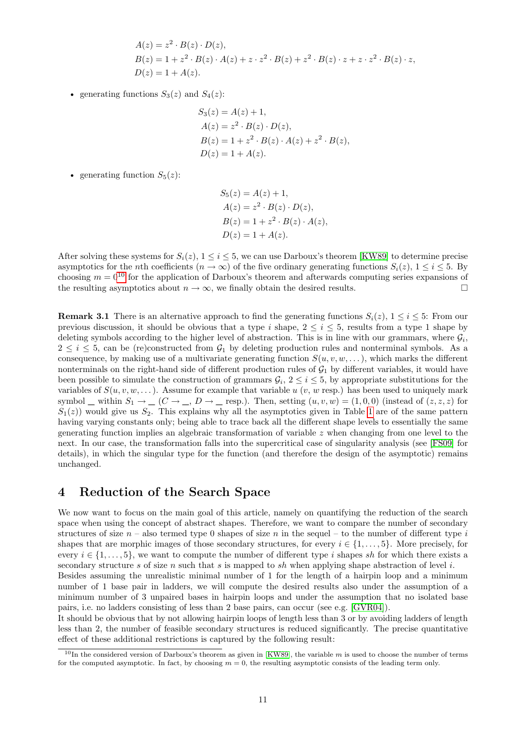$$
\begin{aligned}
A(z) &= z^2 \cdot B(z) \cdot D(z), \\
B(z) &= 1 + z^2 \cdot B(z) \cdot A(z) + z \cdot z^2 \cdot B(z) + z^2 \cdot B(z) \cdot z + z \cdot z^2 \cdot B(z) \cdot z, \\
D(z) &= 1 + A(z).
\end{aligned}
$$

- generating functions $S_3(z)$ and $S_4(z)$:

$$
\begin{aligned}
S_3(z) &= A(z) + 1, \\
A(z) &= z^2 \cdot B(z) \cdot D(z), \\
B(z) &= 1 + z^2 \cdot B(z) \cdot A(z) + z^2 \cdot B(z), \\
D(z) &= 1 + A(z).
\end{aligned}
$$

- generating function $S_5(z)$:

$$
\begin{aligned}
S_5(z) &= A(z) + 1, \\
A(z) &= z^2 \cdot B(z) \cdot D(z), \\
B(z) &= 1 + z^2 \cdot B(z) \cdot A(z), \\
D(z) &= 1 + A(z).
\end{aligned}
$$

After solving these systems for $S_i(z)$, $1 \le i \le 5$, we can use Darboux's theorem [KW89] to determine precise asymptotics for the $n$th coefficients ($n \to \infty$) of the five ordinary generating functions $S_i(z)$, $1 \le i \le 5$. By choosing $m = 0$[10] for the application of Darboux's theorem and afterwards computing series expansions of the resulting asymptotics about $n \to \infty$, we finally obtain the desired results. □

**Remark 3.1** There is an alternative approach to find the generating functions $S_i(z)$, $1 \le i \le 5$: From our previous discussion, it should be obvious that a type $i$ shape, $2 \le i \le 5$, results from a type 1 shape by deleting symbols according to the higher level of abstraction. This is in line with our grammars, where $\mathcal{G}_i$, $2 \le i \le 5$, can be (re)constructed from $\mathcal{G}_1$ by deleting production rules and nonterminal symbols. As a consequence, by making use of a multivariate generating function $S(u, v, w, \dots)$, which marks the different nonterminals on the right-hand side of different production rules of $\mathcal{G}_1$ by different variables, it would have been possible to simulate the construction of grammars $\mathcal{G}_i$, $2 \le i \le 5$, by appropriate substitutions for the variables of $S(u, v, w, \dots)$. Assume for example that variable $u$ ($v$, $w$ resp.) has been used to uniquely mark symbol _ within $S_1 \to$ _ ($C \to$ _, $D \to$ _ resp.). Then, setting $(u, v, w) = (1, 0, 0)$ (instead of $(z, z, z)$ for $S_1(z)$) would give us $S_2$. This explains why all the asymptotics given in Table 1 are of the same pattern having varying constants only; being able to trace back all the different shape levels to essentially the same generating function implies an algebraic transformation of variable $z$ when changing from one level to the next. In our case, the transformation falls into the supercritical case of singularity analysis (see [FS09] for details), in which the singular type for the function (and therefore the design of the asymptotic) remains unchanged.

## 4 Reduction of the Search Space

We now want to focus on the main goal of this article, namely on quantifying the reduction of the search space when using the concept of abstract shapes. Therefore, we want to compare the number of secondary structures of size $n$ – also termed type 0 shapes of size $n$ in the sequel – to the number of different type $i$ shapes that are morphic images of those secondary structures, for every $i \in \{1, \dots, 5\}$. More precisely, for every $i \in \{1, \dots, 5\}$, we want to compute the number of different type $i$ shapes $sh$ for which there exists a secondary structure $s$ of size $n$ such that $s$ is mapped to $sh$ when applying shape abstraction of level $i$.

Besides assuming the unrealistic minimal number of 1 for the length of a hairpin loop and a minimum number of 1 base pair in ladders, we will compute the desired results also under the assumption of a minimum number of 3 unpaired bases in hairpin loops and under the assumption that no isolated base pairs, i.e. no ladders consisting of less than 2 base pairs, can occur (see e.g. [GVR04]).

It should be obvious that by not allowing hairpin loops of length less than 3 or by avoiding ladders of length less than 2, the number of feasible secondary structures is reduced significantly. The precise quantitative effect of these additional restrictions is captured by the following result:

[10] In the considered version of Darboux's theorem as given in [KW89], the variable $m$ is used to choose the number of terms for the computed asymptotic. In fact, by choosing $m = 0$, the resulting asymptotic consists of the leading term only.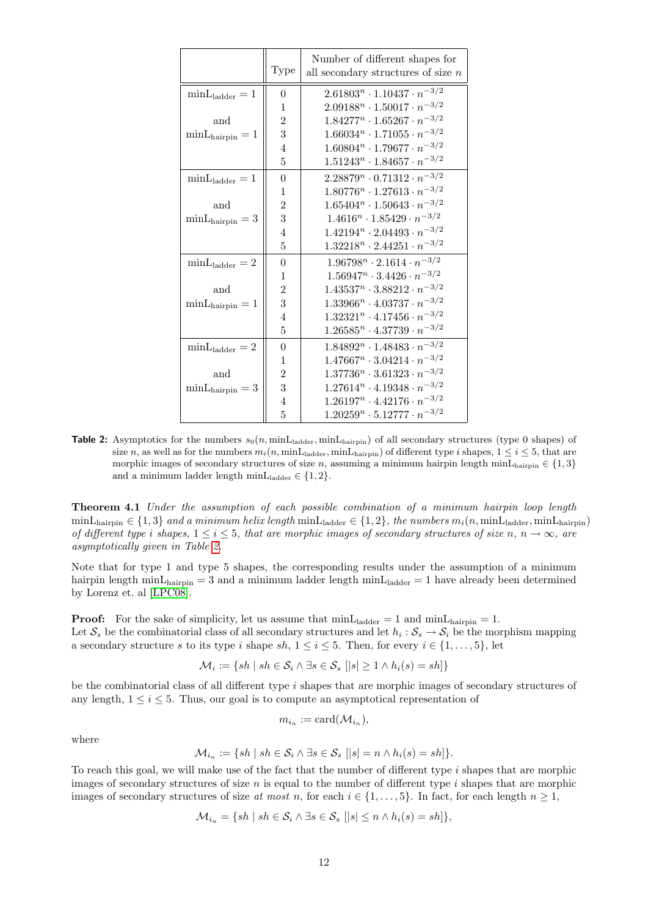| | Type | Number of different shapes for all secondary structures of size $n$ |
|---|---|---|
| $\text{minL}_{\text{ladder}} = 1$ | 0 | $2.61803^n \cdot 1.10437 \cdot n^{-3/2}$ |
| | 1 | $2.09188^n \cdot 1.50017 \cdot n^{-3/2}$ |
| and | 2 | $1.84277^n \cdot 1.65267 \cdot n^{-3/2}$ |
| $\text{minL}_{\text{hairpin}} = 1$ | 3 | $1.66034^n \cdot 1.71055 \cdot n^{-3/2}$ |
| | 4 | $1.60804^n \cdot 1.79677 \cdot n^{-3/2}$ |
| | 5 | $1.51243^n \cdot 1.84657 \cdot n^{-3/2}$ |
| $\text{minL}_{\text{ladder}} = 1$ | 0 | $2.28879^n \cdot 0.71312 \cdot n^{-3/2}$ |
| | 1 | $1.80776^n \cdot 1.27613 \cdot n^{-3/2}$ |
| and | 2 | $1.65404^n \cdot 1.50643 \cdot n^{-3/2}$ |
| $\text{minL}_{\text{hairpin}} = 3$ | 3 | $1.4616^n \cdot 1.85429 \cdot n^{-3/2}$ |
| | 4 | $1.42194^n \cdot 2.04493 \cdot n^{-3/2}$ |
| | 5 | $1.32218^n \cdot 2.44251 \cdot n^{-3/2}$ |
| $\text{minL}_{\text{ladder}} = 2$ | 0 | $1.96798^n \cdot 2.1614 \cdot n^{-3/2}$ |
| | 1 | $1.56947^n \cdot 3.4426 \cdot n^{-3/2}$ |
| and | 2 | $1.43537^n \cdot 3.88212 \cdot n^{-3/2}$ |
| $\text{minL}_{\text{hairpin}} = 1$ | 3 | $1.33966^n \cdot 4.03737 \cdot n^{-3/2}$ |
| | 4 | $1.32321^n \cdot 4.17456 \cdot n^{-3/2}$ |
| | 5 | $1.26585^n \cdot 4.37739 \cdot n^{-3/2}$ |
| $\text{minL}_{\text{ladder}} = 2$ | 0 | $1.84892^n \cdot 1.48483 \cdot n^{-3/2}$ |
| | 1 | $1.47667^n \cdot 3.04214 \cdot n^{-3/2}$ |
| and | 2 | $1.37736^n \cdot 3.61323 \cdot n^{-3/2}$ |
| $\text{minL}_{\text{hairpin}} = 3$ | 3 | $1.27614^n \cdot 4.19348 \cdot n^{-3/2}$ |
| | 4 | $1.26197^n \cdot 4.42176 \cdot n^{-3/2}$ |
| | 5 | $1.20259^n \cdot 5.12777 \cdot n^{-3/2}$ |

**Table 2:** Asymptotics for the numbers $s_0(n, \text{minL}_{\text{ladder}}, \text{minL}_{\text{hairpin}})$ of all secondary structures (type 0 shapes) of size $n$, as well as for the numbers $m_i(n, \text{minL}_{\text{ladder}}, \text{minL}_{\text{hairpin}})$ of different type $i$ shapes, $1 \leq i \leq 5$, that are morphic images of secondary structures of size $n$, assuming a minimum hairpin length $\text{minL}_{\text{hairpin}} \in \{1, 3\}$ and a minimum ladder length $\text{minL}_{\text{ladder}} \in \{1, 2\}$.

**Theorem 4.1** *Under the assumption of each possible combination of a minimum hairpin loop length $\text{minL}_{\text{hairpin}} \in \{1, 3\}$ and a minimum helix length $\text{minL}_{\text{ladder}} \in \{1, 2\}$, the numbers $m_i(n, \text{minL}_{\text{ladder}}, \text{minL}_{\text{hairpin}})$ of different type $i$ shapes, $1 \leq i \leq 5$, that are morphic images of secondary structures of size $n$, $n \to \infty$, are asymptotically given in Table 2.*

Note that for type 1 and type 5 shapes, the corresponding results under the assumption of a minimum hairpin length $\text{minL}_{\text{hairpin}} = 3$ and a minimum ladder length $\text{minL}_{\text{ladder}} = 1$ have already been determined by Lorenz et. al [LPC08].

**Proof:** For the sake of simplicity, let us assume that $\text{minL}_{\text{ladder}} = 1$ and $\text{minL}_{\text{hairpin}} = 1$.
Let $\mathcal{S}_s$ be the combinatorial class of all secondary structures and let $h_i : \mathcal{S}_s \to \mathcal{S}_i$ be the morphism mapping a secondary structure $s$ to its type $i$ shape $sh$, $1 \leq i \leq 5$. Then, for every $i \in \{1, \ldots, 5\}$, let

$$\mathcal{M}_i := \{sh \mid sh \in \mathcal{S}_i \wedge \exists s \in \mathcal{S}_s \; [|s| \geq 1 \wedge h_i(s) = sh]\}$$

be the combinatorial class of all different type $i$ shapes that are morphic images of secondary structures of any length, $1 \leq i \leq 5$. Thus, our goal is to compute an asymptotical representation of

$$m_{i_n} := \text{card}(\mathcal{M}_{i_n}),$$

where

$$\mathcal{M}_{i_n} := \{sh \mid sh \in \mathcal{S}_i \wedge \exists s \in \mathcal{S}_s \; [|s| = n \wedge h_i(s) = sh]\}.$$

To reach this goal, we will make use of the fact that the number of different type $i$ shapes that are morphic images of secondary structures of size $n$ is equal to the number of different type $i$ shapes that are morphic images of secondary structures of size *at most* $n$, for each $i \in \{1, \ldots, 5\}$. In fact, for each length $n \geq 1$,

$$\mathcal{M}_{i_n} = \{sh \mid sh \in \mathcal{S}_i \wedge \exists s \in \mathcal{S}_s \; [|s| \leq n \wedge h_i(s) = sh]\},$$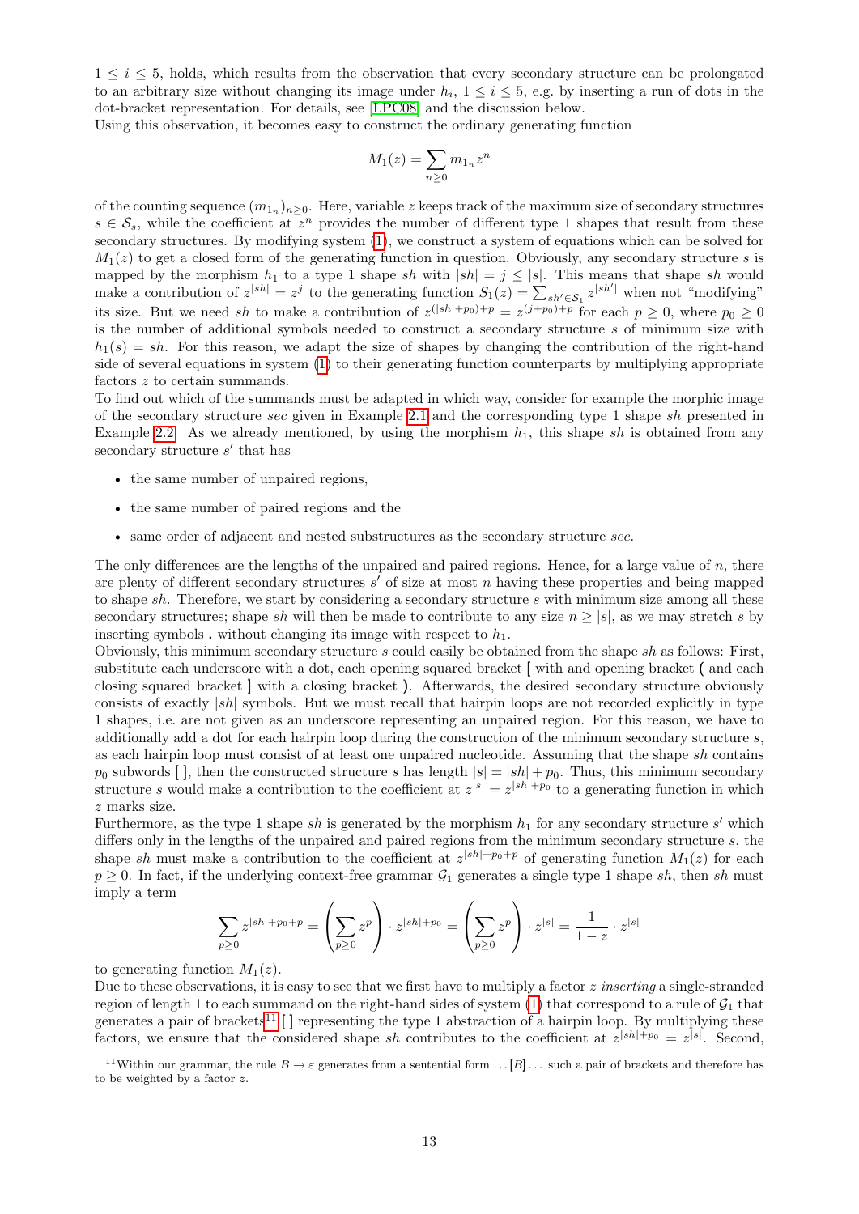$1 \leq i \leq 5$, holds, which results from the observation that every secondary structure can be prolongated to an arbitrary size without changing its image under $h_i$, $1 \leq i \leq 5$, e.g. by inserting a run of dots in the dot-bracket representation. For details, see [LPC08] and the discussion below.

Using this observation, it becomes easy to construct the ordinary generating function

$$M_1(z) = \sum_{n \geq 0} m_{1_n} z^n$$

of the counting sequence $(m_{1_n})_{n \geq 0}$. Here, variable $z$ keeps track of the maximum size of secondary structures $s \in \mathcal{S}_s$, while the coefficient at $z^n$ provides the number of different type 1 shapes that result from these secondary structures. By modifying system (1), we construct a system of equations which can be solved for $M_1(z)$ to get a closed form of the generating function in question. Obviously, any secondary structure $s$ is mapped by the morphism $h_1$ to a type 1 shape $sh$ with $|sh| = j \leq |s|$. This means that shape $sh$ would make a contribution of $z^{|sh|} = z^j$ to the generating function $S_1(z) = \sum_{sh' \in \mathcal{S}_1} z^{|sh'|}$ when not "modifying" its size. But we need $sh$ to make a contribution of $z^{(|sh|+p_0)+p} = z^{(j+p_0)+p}$ for each $p \geq 0$, where $p_0 \geq 0$ is the number of additional symbols needed to construct a secondary structure $s$ of minimum size with $h_1(s) = sh$. For this reason, we adapt the size of shapes by changing the contribution of the right-hand side of several equations in system (1) to their generating function counterparts by multiplying appropriate factors $z$ to certain summands.

To find out which of the summands must be adapted in which way, consider for example the morphic image of the secondary structure *sec* given in Example 2.1 and the corresponding type 1 shape *sh* presented in Example 2.2. As we already mentioned, by using the morphism $h_1$, this shape *sh* is obtained from any secondary structure $s'$ that has

- the same number of unpaired regions,
- the same number of paired regions and the
- same order of adjacent and nested substructures as the secondary structure *sec*.

The only differences are the lengths of the unpaired and paired regions. Hence, for a large value of $n$, there are plenty of different secondary structures $s'$ of size at most $n$ having these properties and being mapped to shape *sh*. Therefore, we start by considering a secondary structure $s$ with minimum size among all these secondary structures; shape *sh* will then be made to contribute to any size $n \geq |s|$, as we may stretch $s$ by inserting symbols **.** without changing its image with respect to $h_1$.

Obviously, this minimum secondary structure $s$ could easily be obtained from the shape *sh* as follows: First, substitute each underscore with a dot, each opening squared bracket **[** with and opening bracket **(** and each closing squared bracket **]** with a closing bracket **)**. Afterwards, the desired secondary structure obviously consists of exactly $|sh|$ symbols. But we must recall that hairpin loops are not recorded explicitly in type 1 shapes, i.e. are not given as an underscore representing an unpaired region. For this reason, we have to additionally add a dot for each hairpin loop during the construction of the minimum secondary structure $s$, as each hairpin loop must consist of at least one unpaired nucleotide. Assuming that the shape *sh* contains $p_0$ subwords **[ ]**, then the constructed structure $s$ has length $|s| = |sh| + p_0$. Thus, this minimum secondary structure $s$ would make a contribution to the coefficient at $z^{|s|} = z^{|sh|+p_0}$ to a generating function in which $z$ marks size.

Furthermore, as the type 1 shape *sh* is generated by the morphism $h_1$ for any secondary structure $s'$ which differs only in the lengths of the unpaired and paired regions from the minimum secondary structure $s$, the shape *sh* must make a contribution to the coefficient at $z^{|sh|+p_0+p}$ of generating function $M_1(z)$ for each $p \geq 0$. In fact, if the underlying context-free grammar $\mathcal{G}_1$ generates a single type 1 shape *sh*, then *sh* must imply a term

$$\sum_{p \geq 0} z^{|sh|+p_0+p} = \left(\sum_{p \geq 0} z^p\right) \cdot z^{|sh|+p_0} = \left(\sum_{p \geq 0} z^p\right) \cdot z^{|s|} = \frac{1}{1-z} \cdot z^{|s|}$$

to generating function $M_1(z)$.

Due to these observations, it is easy to see that we first have to multiply a factor $z$ *inserting* a single-stranded region of length 1 to each summand on the right-hand sides of system (1) that correspond to a rule of $\mathcal{G}_1$ that generates a pair of brackets[11] **[ ]** representing the type 1 abstraction of a hairpin loop. By multiplying these factors, we ensure that the considered shape *sh* contributes to the coefficient at $z^{|sh|+p_0} = z^{|s|}$. Second,

[11] Within our grammar, the rule $B \to \varepsilon$ generates from a sentential form $\ldots[B]\ldots$ such a pair of brackets and therefore has to be weighted by a factor $z$.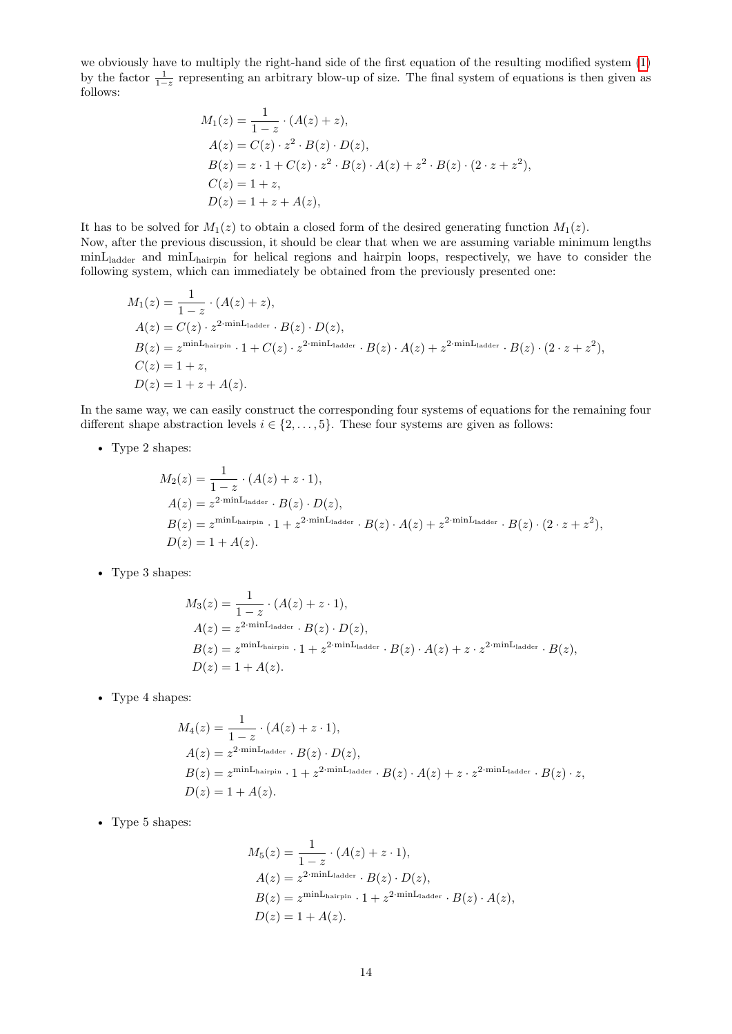we obviously have to multiply the right-hand side of the first equation of the resulting modified system (1) by the factor $\frac{1}{1-z}$ representing an arbitrary blow-up of size. The final system of equations is then given as follows:

$$
\begin{aligned}
M_1(z) &= \frac{1}{1-z} \cdot (A(z) + z), \\
A(z) &= C(z) \cdot z^2 \cdot B(z) \cdot D(z), \\
B(z) &= z \cdot 1 + C(z) \cdot z^2 \cdot B(z) \cdot A(z) + z^2 \cdot B(z) \cdot (2 \cdot z + z^2), \\
C(z) &= 1 + z, \\
D(z) &= 1 + z + A(z),
\end{aligned}
$$

It has to be solved for $M_1(z)$ to obtain a closed form of the desired generating function $M_1(z)$.
Now, after the previous discussion, it should be clear that when we are assuming variable minimum lengths $\mathrm{minL}_{\mathrm{ladder}}$ and $\mathrm{minL}_{\mathrm{hairpin}}$ for helical regions and hairpin loops, respectively, we have to consider the following system, which can immediately be obtained from the previously presented one:

$$
\begin{aligned}
M_1(z) &= \frac{1}{1-z} \cdot (A(z) + z), \\
A(z) &= C(z) \cdot z^{2 \cdot \mathrm{minL}_{\mathrm{ladder}}} \cdot B(z) \cdot D(z), \\
B(z) &= z^{\mathrm{minL}_{\mathrm{hairpin}}} \cdot 1 + C(z) \cdot z^{2 \cdot \mathrm{minL}_{\mathrm{ladder}}} \cdot B(z) \cdot A(z) + z^{2 \cdot \mathrm{minL}_{\mathrm{ladder}}} \cdot B(z) \cdot (2 \cdot z + z^2), \\
C(z) &= 1 + z, \\
D(z) &= 1 + z + A(z).
\end{aligned}
$$

In the same way, we can easily construct the corresponding four systems of equations for the remaining four different shape abstraction levels $i \in \{2, \ldots, 5\}$. These four systems are given as follows:

- Type 2 shapes:

$$
\begin{aligned}
M_2(z) &= \frac{1}{1-z} \cdot (A(z) + z \cdot 1), \\
A(z) &= z^{2 \cdot \mathrm{minL}_{\mathrm{ladder}}} \cdot B(z) \cdot D(z), \\
B(z) &= z^{\mathrm{minL}_{\mathrm{hairpin}}} \cdot 1 + z^{2 \cdot \mathrm{minL}_{\mathrm{ladder}}} \cdot B(z) \cdot A(z) + z^{2 \cdot \mathrm{minL}_{\mathrm{ladder}}} \cdot B(z) \cdot (2 \cdot z + z^2), \\
D(z) &= 1 + A(z).
\end{aligned}
$$

- Type 3 shapes:

$$
\begin{aligned}
M_3(z) &= \frac{1}{1-z} \cdot (A(z) + z \cdot 1), \\
A(z) &= z^{2 \cdot \mathrm{minL}_{\mathrm{ladder}}} \cdot B(z) \cdot D(z), \\
B(z) &= z^{\mathrm{minL}_{\mathrm{hairpin}}} \cdot 1 + z^{2 \cdot \mathrm{minL}_{\mathrm{ladder}}} \cdot B(z) \cdot A(z) + z \cdot z^{2 \cdot \mathrm{minL}_{\mathrm{ladder}}} \cdot B(z), \\
D(z) &= 1 + A(z).
\end{aligned}
$$

- Type 4 shapes:

$$
\begin{aligned}
M_4(z) &= \frac{1}{1-z} \cdot (A(z) + z \cdot 1), \\
A(z) &= z^{2 \cdot \mathrm{minL}_{\mathrm{ladder}}} \cdot B(z) \cdot D(z), \\
B(z) &= z^{\mathrm{minL}_{\mathrm{hairpin}}} \cdot 1 + z^{2 \cdot \mathrm{minL}_{\mathrm{ladder}}} \cdot B(z) \cdot A(z) + z \cdot z^{2 \cdot \mathrm{minL}_{\mathrm{ladder}}} \cdot B(z) \cdot z, \\
D(z) &= 1 + A(z).
\end{aligned}
$$

- Type 5 shapes:

$$
\begin{aligned}
M_5(z) &= \frac{1}{1-z} \cdot (A(z) + z \cdot 1), \\
A(z) &= z^{2 \cdot \mathrm{minL}_{\mathrm{ladder}}} \cdot B(z) \cdot D(z), \\
B(z) &= z^{\mathrm{minL}_{\mathrm{hairpin}}} \cdot 1 + z^{2 \cdot \mathrm{minL}_{\mathrm{ladder}}} \cdot B(z) \cdot A(z), \\
D(z) &= 1 + A(z).
\end{aligned}
$$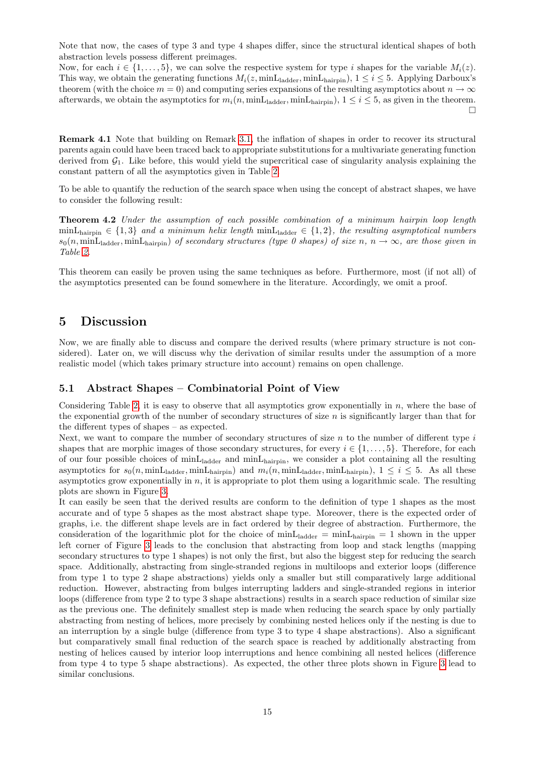Note that now, the cases of type 3 and type 4 shapes differ, since the structural identical shapes of both abstraction levels possess different preimages.

Now, for each $i \in \{1, \ldots, 5\}$, we can solve the respective system for type $i$ shapes for the variable $M_i(z)$. This way, we obtain the generating functions $M_i(z, \mathrm{minL}_{\mathrm{ladder}}, \mathrm{minL}_{\mathrm{hairpin}})$, $1 \leq i \leq 5$. Applying Darboux's theorem (with the choice $m = 0$) and computing series expansions of the resulting asymptotics about $n \to \infty$ afterwards, we obtain the asymptotics for $m_i(n, \mathrm{minL}_{\mathrm{ladder}}, \mathrm{minL}_{\mathrm{hairpin}})$, $1 \leq i \leq 5$, as given in the theorem. $\square$

**Remark 4.1** Note that building on Remark 3.1, the inflation of shapes in order to recover its structural parents again could have been traced back to appropriate substitutions for a multivariate generating function derived from $\mathcal{G}_1$. Like before, this would yield the supercritical case of singularity analysis explaining the constant pattern of all the asymptotics given in Table 2.

To be able to quantify the reduction of the search space when using the concept of abstract shapes, we have to consider the following result:

**Theorem 4.2** *Under the assumption of each possible combination of a minimum hairpin loop length* $\mathrm{minL}_{\mathrm{hairpin}} \in \{1, 3\}$ *and a minimum helix length* $\mathrm{minL}_{\mathrm{ladder}} \in \{1, 2\}$*, the resulting asymptotical numbers* $s_0(n, \mathrm{minL}_{\mathrm{ladder}}, \mathrm{minL}_{\mathrm{hairpin}})$ *of secondary structures (type 0 shapes) of size* $n$*,* $n \to \infty$*, are those given in Table 2.*

This theorem can easily be proven using the same techniques as before. Furthermore, most (if not all) of the asymptotics presented can be found somewhere in the literature. Accordingly, we omit a proof.

# 5 Discussion

Now, we are finally able to discuss and compare the derived results (where primary structure is not considered). Later on, we will discuss why the derivation of similar results under the assumption of a more realistic model (which takes primary structure into account) remains on open challenge.

## 5.1 Abstract Shapes – Combinatorial Point of View

Considering Table 2, it is easy to observe that all asymptotics grow exponentially in $n$, where the base of the exponential growth of the number of secondary structures of size $n$ is significantly larger than that for the different types of shapes – as expected.

Next, we want to compare the number of secondary structures of size $n$ to the number of different type $i$ shapes that are morphic images of those secondary structures, for every $i \in \{1, \ldots, 5\}$. Therefore, for each of our four possible choices of $\mathrm{minL}_{\mathrm{ladder}}$ and $\mathrm{minL}_{\mathrm{hairpin}}$, we consider a plot containing all the resulting asymptotics for $s_0(n, \mathrm{minL}_{\mathrm{ladder}}, \mathrm{minL}_{\mathrm{hairpin}})$ and $m_i(n, \mathrm{minL}_{\mathrm{ladder}}, \mathrm{minL}_{\mathrm{hairpin}})$, $1 \leq i \leq 5$. As all these asymptotics grow exponentially in $n$, it is appropriate to plot them using a logarithmic scale. The resulting plots are shown in Figure 3.

It can easily be seen that the derived results are conform to the definition of type 1 shapes as the most accurate and of type 5 shapes as the most abstract shape type. Moreover, there is the expected order of graphs, i.e. the different shape levels are in fact ordered by their degree of abstraction. Furthermore, the consideration of the logarithmic plot for the choice of $\mathrm{minL}_{\mathrm{ladder}} = \mathrm{minL}_{\mathrm{hairpin}} = 1$ shown in the upper left corner of Figure 3 leads to the conclusion that abstracting from loop and stack lengths (mapping secondary structures to type 1 shapes) is not only the first, but also the biggest step for reducing the search space. Additionally, abstracting from single-stranded regions in multiloops and exterior loops (difference from type 1 to type 2 shape abstractions) yields only a smaller but still comparatively large additional reduction. However, abstracting from bulges interrupting ladders and single-stranded regions in interior loops (difference from type 2 to type 3 shape abstractions) results in a search space reduction of similar size as the previous one. The definitely smallest step is made when reducing the search space by only partially abstracting from nesting of helices, more precisely by combining nested helices only if the nesting is due to an interruption by a single bulge (difference from type 3 to type 4 shape abstractions). Also a significant but comparatively small final reduction of the search space is reached by additionally abstracting from nesting of helices caused by interior loop interruptions and hence combining all nested helices (difference from type 4 to type 5 shape abstractions). As expected, the other three plots shown in Figure 3 lead to similar conclusions.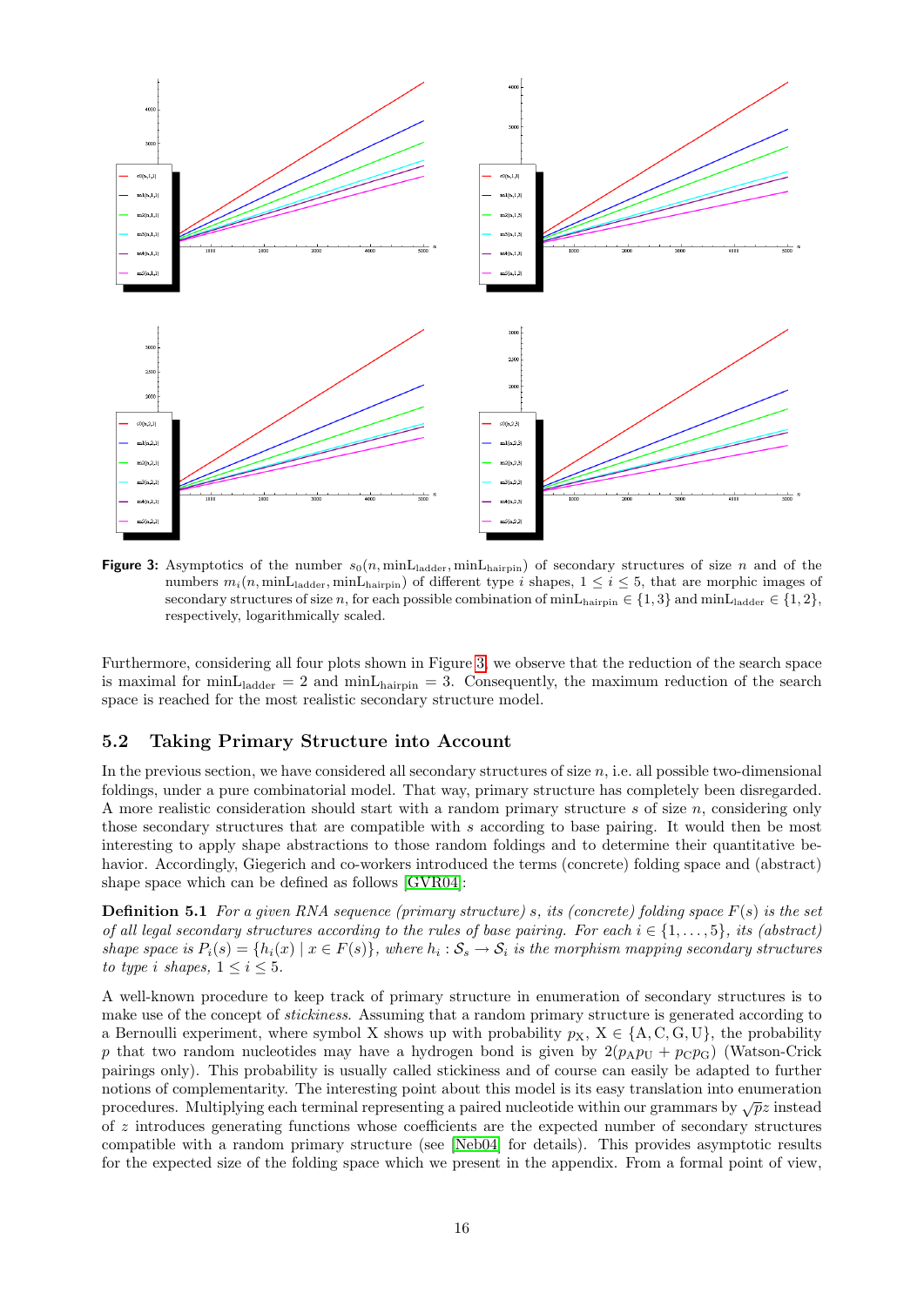**Figure 3:** Asymptotics of the number $s_0(n, \mathrm{minL}_{\mathrm{ladder}}, \mathrm{minL}_{\mathrm{hairpin}})$ of secondary structures of size $n$ and of the numbers $m_i(n, \mathrm{minL}_{\mathrm{ladder}}, \mathrm{minL}_{\mathrm{hairpin}})$ of different type $i$ shapes, $1 \leq i \leq 5$, that are morphic images of secondary structures of size $n$, for each possible combination of $\mathrm{minL}_{\mathrm{hairpin}} \in \{1, 3\}$ and $\mathrm{minL}_{\mathrm{ladder}} \in \{1, 2\}$, respectively, logarithmically scaled.

Furthermore, considering all four plots shown in Figure 3, we observe that the reduction of the search space is maximal for $\mathrm{minL}_{\mathrm{ladder}} = 2$ and $\mathrm{minL}_{\mathrm{hairpin}} = 3$. Consequently, the maximum reduction of the search space is reached for the most realistic secondary structure model.

## 5.2 Taking Primary Structure into Account

In the previous section, we have considered all secondary structures of size $n$, i.e. all possible two-dimensional foldings, under a pure combinatorial model. That way, primary structure has completely been disregarded. A more realistic consideration should start with a random primary structure $s$ of size $n$, considering only those secondary structures that are compatible with $s$ according to base pairing. It would then be most interesting to apply shape abstractions to those random foldings and to determine their quantitative behavior. Accordingly, Giegerich and co-workers introduced the terms (concrete) folding space and (abstract) shape space which can be defined as follows [GVR04]:

**Definition 5.1** *For a given RNA sequence (primary structure) $s$, its (concrete) folding space $F(s)$ is the set of all legal secondary structures according to the rules of base pairing. For each $i \in \{1, \ldots, 5\}$, its (abstract) shape space is $P_i(s) = \{h_i(x) \mid x \in F(s)\}$, where $h_i : \mathcal{S}_s \to \mathcal{S}_i$ is the morphism mapping secondary structures to type $i$ shapes, $1 \leq i \leq 5$.*

A well-known procedure to keep track of primary structure in enumeration of secondary structures is to make use of the concept of *stickiness*. Assuming that a random primary structure is generated according to a Bernoulli experiment, where symbol X shows up with probability $p_{\mathrm{X}}$, $\mathrm{X} \in \{\mathrm{A}, \mathrm{C}, \mathrm{G}, \mathrm{U}\}$, the probability $p$ that two random nucleotides may have a hydrogen bond is given by $2(p_{\mathrm{A}}p_{\mathrm{U}} + p_{\mathrm{C}}p_{\mathrm{G}})$ (Watson-Crick pairings only). This probability is usually called stickiness and of course can easily be adapted to further notions of complementarity. The interesting point about this model is its easy translation into enumeration procedures. Multiplying each terminal representing a paired nucleotide within our grammars by $\sqrt{p}z$ instead of $z$ introduces generating functions whose coefficients are the expected number of secondary structures compatible with a random primary structure (see [Neb04] for details). This provides asymptotic results for the expected size of the folding space which we present in the appendix. From a formal point of view,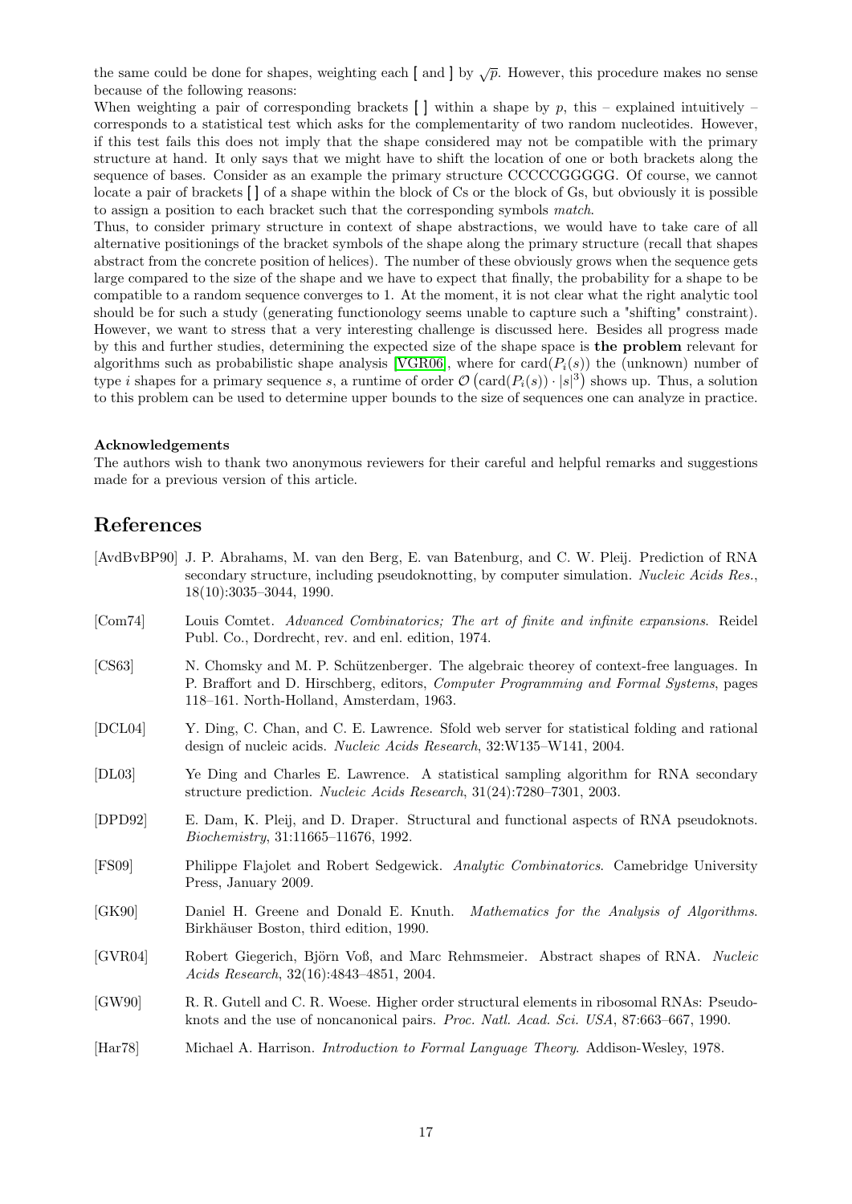the same could be done for shapes, weighting each [ and ] by $\sqrt{p}$. However, this procedure makes no sense because of the following reasons:
When weighting a pair of corresponding brackets [ ] within a shape by $p$, this – explained intuitively – corresponds to a statistical test which asks for the complementarity of two random nucleotides. However, if this test fails this does not imply that the shape considered may not be compatible with the primary structure at hand. It only says that we might have to shift the location of one or both brackets along the sequence of bases. Consider as an example the primary structure CCCCCGGGGG. Of course, we cannot locate a pair of brackets [ ] of a shape within the block of Cs or the block of Gs, but obviously it is possible to assign a position to each bracket such that the corresponding symbols *match*.
Thus, to consider primary structure in context of shape abstractions, we would have to take care of all alternative positionings of the bracket symbols of the shape along the primary structure (recall that shapes abstract from the concrete position of helices). The number of these obviously grows when the sequence gets large compared to the size of the shape and we have to expect that finally, the probability for a shape to be compatible to a random sequence converges to 1. At the moment, it is not clear what the right analytic tool should be for such a study (generating functionology seems unable to capture such a "shifting" constraint). However, we want to stress that a very interesting challenge is discussed here. Besides all progress made by this and further studies, determining the expected size of the shape space is **the problem** relevant for algorithms such as probabilistic shape analysis [VGR06], where for $\mathrm{card}(P_i(s))$ the (unknown) number of type $i$ shapes for a primary sequence $s$, a runtime of order $\mathcal{O}\left(\mathrm{card}(P_i(s)) \cdot |s|^3\right)$ shows up. Thus, a solution to this problem can be used to determine upper bounds to the size of sequences one can analyze in practice.

**Acknowledgements**
The authors wish to thank two anonymous reviewers for their careful and helpful remarks and suggestions made for a previous version of this article.

# References

[AvdBvBP90] J. P. Abrahams, M. van den Berg, E. van Batenburg, and C. W. Pleij. Prediction of RNA secondary structure, including pseudoknotting, by computer simulation. *Nucleic Acids Res.*, 18(10):3035–3044, 1990.

[Com74] Louis Comtet. *Advanced Combinatorics; The art of finite and infinite expansions*. Reidel Publ. Co., Dordrecht, rev. and enl. edition, 1974.

[CS63] N. Chomsky and M. P. Schützenberger. The algebraic theorey of context-free languages. In P. Braffort and D. Hirschberg, editors, *Computer Programming and Formal Systems*, pages 118–161. North-Holland, Amsterdam, 1963.

[DCL04] Y. Ding, C. Chan, and C. E. Lawrence. Sfold web server for statistical folding and rational design of nucleic acids. *Nucleic Acids Research*, 32:W135–W141, 2004.

[DL03] Ye Ding and Charles E. Lawrence. A statistical sampling algorithm for RNA secondary structure prediction. *Nucleic Acids Research*, 31(24):7280–7301, 2003.

[DPD92] E. Dam, K. Pleij, and D. Draper. Structural and functional aspects of RNA pseudoknots. *Biochemistry*, 31:11665–11676, 1992.

[FS09] Philippe Flajolet and Robert Sedgewick. *Analytic Combinatorics*. Camebridge University Press, January 2009.

[GK90] Daniel H. Greene and Donald E. Knuth. *Mathematics for the Analysis of Algorithms*. Birkhäuser Boston, third edition, 1990.

[GVR04] Robert Giegerich, Björn Voß, and Marc Rehmsmeier. Abstract shapes of RNA. *Nucleic Acids Research*, 32(16):4843–4851, 2004.

[GW90] R. R. Gutell and C. R. Woese. Higher order structural elements in ribosomal RNAs: Pseudo-knots and the use of noncanonical pairs. *Proc. Natl. Acad. Sci. USA*, 87:663–667, 1990.

[Har78] Michael A. Harrison. *Introduction to Formal Language Theory*. Addison-Wesley, 1978.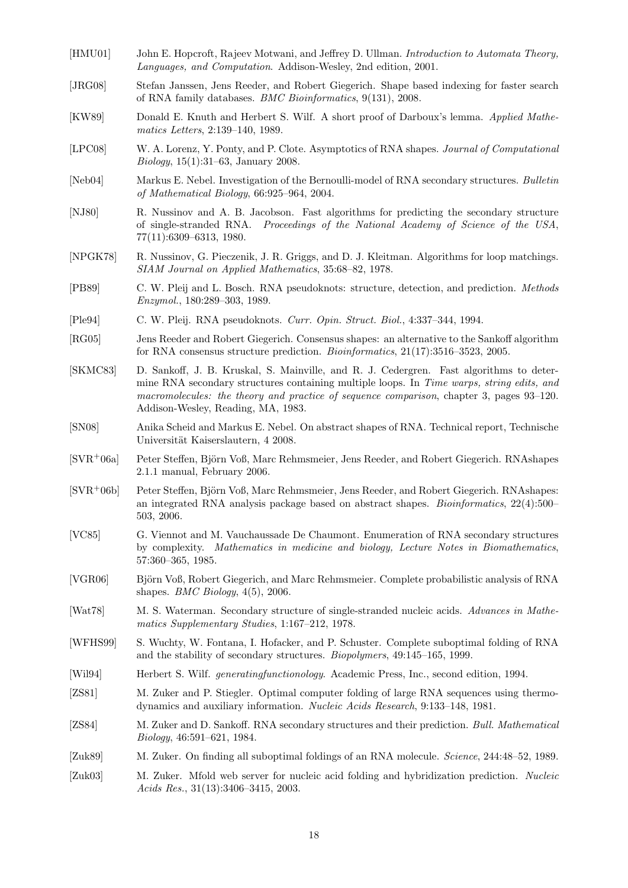[HMU01] John E. Hopcroft, Rajeev Motwani, and Jeffrey D. Ullman. *Introduction to Automata Theory, Languages, and Computation*. Addison-Wesley, 2nd edition, 2001.

[JRG08] Stefan Janssen, Jens Reeder, and Robert Giegerich. Shape based indexing for faster search of RNA family databases. *BMC Bioinformatics*, 9(131), 2008.

[KW89] Donald E. Knuth and Herbert S. Wilf. A short proof of Darboux's lemma. *Applied Mathematics Letters*, 2:139–140, 1989.

[LPC08] W. A. Lorenz, Y. Ponty, and P. Clote. Asymptotics of RNA shapes. *Journal of Computational Biology*, 15(1):31–63, January 2008.

[Neb04] Markus E. Nebel. Investigation of the Bernoulli-model of RNA secondary structures. *Bulletin of Mathematical Biology*, 66:925–964, 2004.

[NJ80] R. Nussinov and A. B. Jacobson. Fast algorithms for predicting the secondary structure of single-stranded RNA. *Proceedings of the National Academy of Science of the USA*, 77(11):6309–6313, 1980.

[NPGK78] R. Nussinov, G. Pieczenik, J. R. Griggs, and D. J. Kleitman. Algorithms for loop matchings. *SIAM Journal on Applied Mathematics*, 35:68–82, 1978.

[PB89] C. W. Pleij and L. Bosch. RNA pseudoknots: structure, detection, and prediction. *Methods Enzymol.*, 180:289–303, 1989.

[Ple94] C. W. Pleij. RNA pseudoknots. *Curr. Opin. Struct. Biol.*, 4:337–344, 1994.

[RG05] Jens Reeder and Robert Giegerich. Consensus shapes: an alternative to the Sankoff algorithm for RNA consensus structure prediction. *Bioinformatics*, 21(17):3516–3523, 2005.

[SKMC83] D. Sankoff, J. B. Kruskal, S. Mainville, and R. J. Cedergren. Fast algorithms to determine RNA secondary structures containing multiple loops. In *Time warps, string edits, and macromolecules: the theory and practice of sequence comparison*, chapter 3, pages 93–120. Addison-Wesley, Reading, MA, 1983.

[SN08] Anika Scheid and Markus E. Nebel. On abstract shapes of RNA. Technical report, Technische Universität Kaiserslautern, 4 2008.

[SVR+06a] Peter Steffen, Björn Voß, Marc Rehmsmeier, Jens Reeder, and Robert Giegerich. RNAshapes 2.1.1 manual, February 2006.

[SVR+06b] Peter Steffen, Björn Voß, Marc Rehmsmeier, Jens Reeder, and Robert Giegerich. RNAshapes: an integrated RNA analysis package based on abstract shapes. *Bioinformatics*, 22(4):500–503, 2006.

[VC85] G. Viennot and M. Vauchaussade De Chaumont. Enumeration of RNA secondary structures by complexity. *Mathematics in medicine and biology, Lecture Notes in Biomathematics*, 57:360–365, 1985.

[VGR06] Björn Voß, Robert Giegerich, and Marc Rehmsmeier. Complete probabilistic analysis of RNA shapes. *BMC Biology*, 4(5), 2006.

[Wat78] M. S. Waterman. Secondary structure of single-stranded nucleic acids. *Advances in Mathematics Supplementary Studies*, 1:167–212, 1978.

[WFHS99] S. Wuchty, W. Fontana, I. Hofacker, and P. Schuster. Complete suboptimal folding of RNA and the stability of secondary structures. *Biopolymers*, 49:145–165, 1999.

[Wil94] Herbert S. Wilf. *generatingfunctionology*. Academic Press, Inc., second edition, 1994.

[ZS81] M. Zuker and P. Stiegler. Optimal computer folding of large RNA sequences using thermodynamics and auxiliary information. *Nucleic Acids Research*, 9:133–148, 1981.

[ZS84] M. Zuker and D. Sankoff. RNA secondary structures and their prediction. *Bull. Mathematical Biology*, 46:591–621, 1984.

[Zuk89] M. Zuker. On finding all suboptimal foldings of an RNA molecule. *Science*, 244:48–52, 1989.

[Zuk03] M. Zuker. Mfold web server for nucleic acid folding and hybridization prediction. *Nucleic Acids Res.*, 31(13):3406–3415, 2003.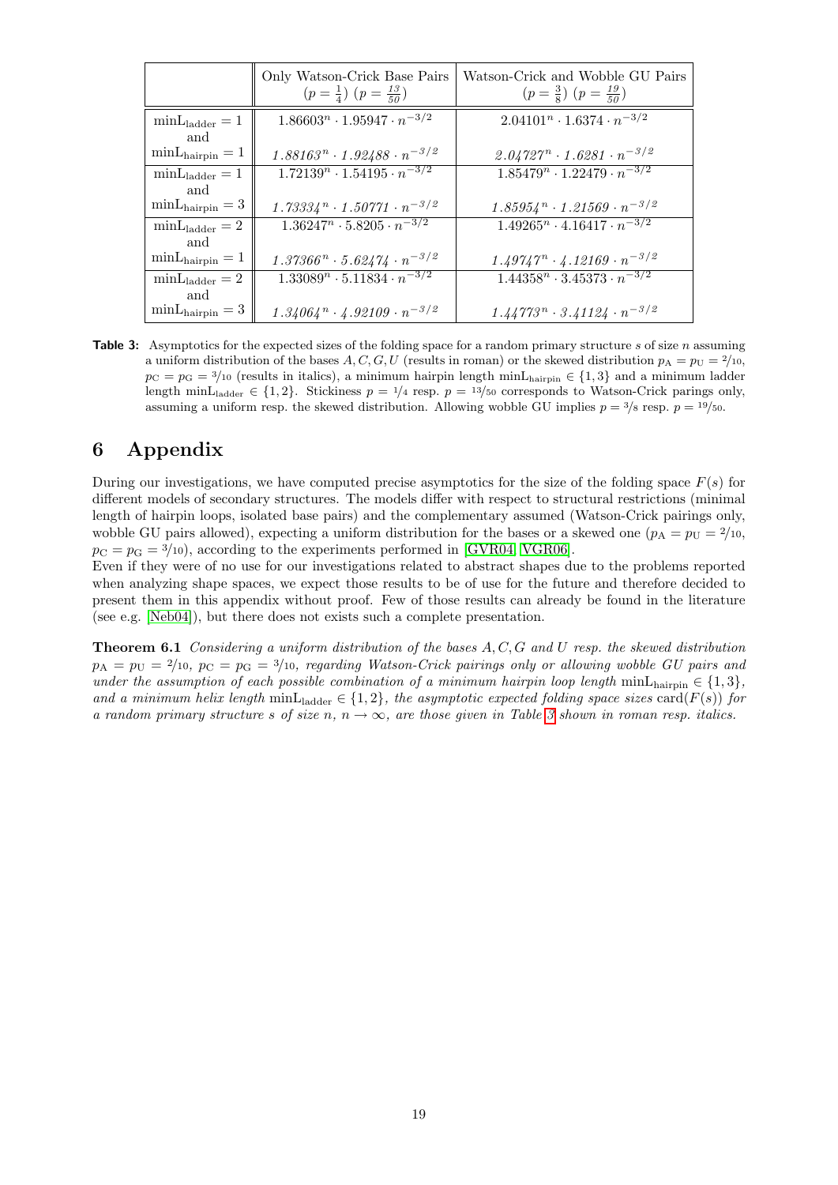| | Only Watson-Crick Base Pairs ($p = \frac{1}{4}$) ($p = \frac{13}{50}$) | Watson-Crick and Wobble GU Pairs ($p = \frac{3}{8}$) ($p = \frac{19}{50}$) |
|---|---|---|
| $\text{minL}_{\text{ladder}} = 1$ and $\text{minL}_{\text{hairpin}} = 1$ | $1.86603^n \cdot 1.95947 \cdot n^{-3/2}$ <br> *$1.88163^n \cdot 1.92488 \cdot n^{-3/2}$* | $2.04101^n \cdot 1.6374 \cdot n^{-3/2}$ <br> *$2.04727^n \cdot 1.6281 \cdot n^{-3/2}$* |
| $\text{minL}_{\text{ladder}} = 1$ and $\text{minL}_{\text{hairpin}} = 3$ | $1.72139^n \cdot 1.54195 \cdot n^{-3/2}$ <br> *$1.73334^n \cdot 1.50771 \cdot n^{-3/2}$* | $1.85479^n \cdot 1.22479 \cdot n^{-3/2}$ <br> *$1.85954^n \cdot 1.21569 \cdot n^{-3/2}$* |
| $\text{minL}_{\text{ladder}} = 2$ and $\text{minL}_{\text{hairpin}} = 1$ | $1.36247^n \cdot 5.8205 \cdot n^{-3/2}$ <br> *$1.37366^n \cdot 5.62474 \cdot n^{-3/2}$* | $1.49265^n \cdot 4.16417 \cdot n^{-3/2}$ <br> *$1.49747^n \cdot 4.12169 \cdot n^{-3/2}$* |
| $\text{minL}_{\text{ladder}} = 2$ and $\text{minL}_{\text{hairpin}} = 3$ | $1.33089^n \cdot 5.11834 \cdot n^{-3/2}$ <br> *$1.34064^n \cdot 4.92109 \cdot n^{-3/2}$* | $1.44358^n \cdot 3.45373 \cdot n^{-3/2}$ <br> *$1.44773^n \cdot 3.41124 \cdot n^{-3/2}$* |

**Table 3:** Asymptotics for the expected sizes of the folding space for a random primary structure $s$ of size $n$ assuming a uniform distribution of the bases $A, C, G, U$ (results in roman) or the skewed distribution $p_A = p_U = 2/10$, $p_C = p_G = 3/10$ (results in italics), a minimum hairpin length $\text{minL}_{\text{hairpin}} \in \{1, 3\}$ and a minimum ladder length $\text{minL}_{\text{ladder}} \in \{1, 2\}$. Stickiness $p = 1/4$ resp. $p = 13/50$ corresponds to Watson-Crick parings only, assuming a uniform resp. the skewed distribution. Allowing wobble GU implies $p = 3/8$ resp. $p = 19/50$.

## 6 Appendix

During our investigations, we have computed precise asymptotics for the size of the folding space $F(s)$ for different models of secondary structures. The models differ with respect to structural restrictions (minimal length of hairpin loops, isolated base pairs) and the complementary assumed (Watson-Crick pairings only, wobble GU pairs allowed), expecting a uniform distribution for the bases or a skewed one ($p_A = p_U = 2/10$, $p_C = p_G = 3/10$), according to the experiments performed in [GVR04, VGR06].

Even if they were of no use for our investigations related to abstract shapes due to the problems reported when analyzing shape spaces, we expect those results to be of use for the future and therefore decided to present them in this appendix without proof. Few of those results can already be found in the literature (see e.g. [Neb04]), but there does not exists such a complete presentation.

**Theorem 6.1** *Considering a uniform distribution of the bases $A, C, G$ and $U$ resp. the skewed distribution $p_A = p_U = 2/10$, $p_C = p_G = 3/10$, regarding Watson-Crick pairings only or allowing wobble GU pairs and under the assumption of each possible combination of a minimum hairpin loop length $\text{minL}_{\text{hairpin}} \in \{1, 3\}$, and a minimum helix length $\text{minL}_{\text{ladder}} \in \{1, 2\}$, the asymptotic expected folding space sizes $\text{card}(F(s))$ for a random primary structure $s$ of size $n$, $n \to \infty$, are those given in Table 3 shown in roman resp. italics.*